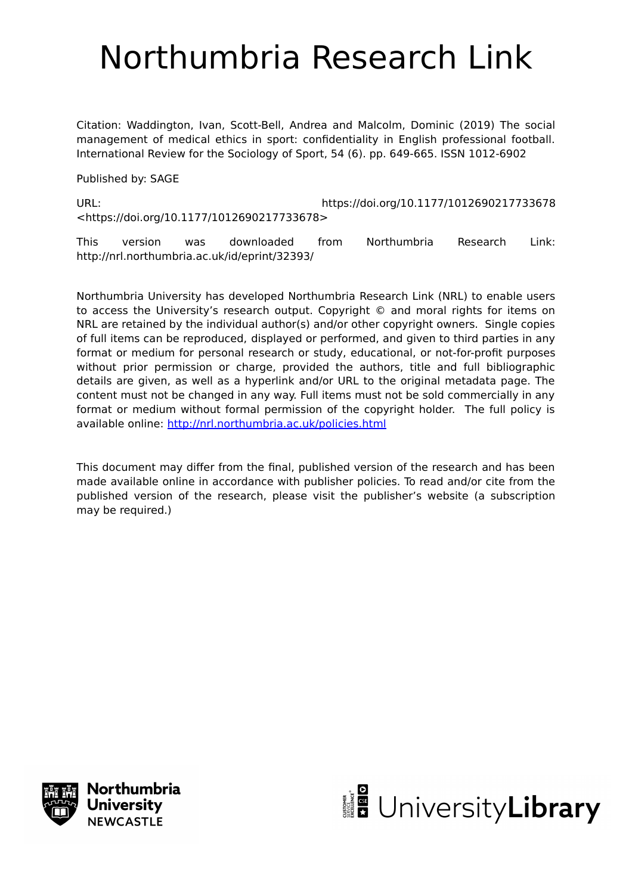# Northumbria Research Link

Citation: Waddington, Ivan, Scott-Bell, Andrea and Malcolm, Dominic (2019) The social management of medical ethics in sport: confidentiality in English professional football. International Review for the Sociology of Sport, 54 (6). pp. 649-665. ISSN 1012-6902

Published by: SAGE

URL: https://doi.org/10.1177/1012690217733678 <https://doi.org/10.1177/1012690217733678>

This version was downloaded from Northumbria Research Link: http://nrl.northumbria.ac.uk/id/eprint/32393/

Northumbria University has developed Northumbria Research Link (NRL) to enable users to access the University's research output. Copyright © and moral rights for items on NRL are retained by the individual author(s) and/or other copyright owners. Single copies of full items can be reproduced, displayed or performed, and given to third parties in any format or medium for personal research or study, educational, or not-for-profit purposes without prior permission or charge, provided the authors, title and full bibliographic details are given, as well as a hyperlink and/or URL to the original metadata page. The content must not be changed in any way. Full items must not be sold commercially in any format or medium without formal permission of the copyright holder. The full policy is available online: http://nrl.northumbria.ac.uk/policies.html

This document may differ from the final, published version of the research and has been made available online in accordance with publisher policies. To read and/or cite from the published version of the research, please visit the publisher's website (a subscription may be required.)

Northumbria University NEWCASTLE

UniversityLibrary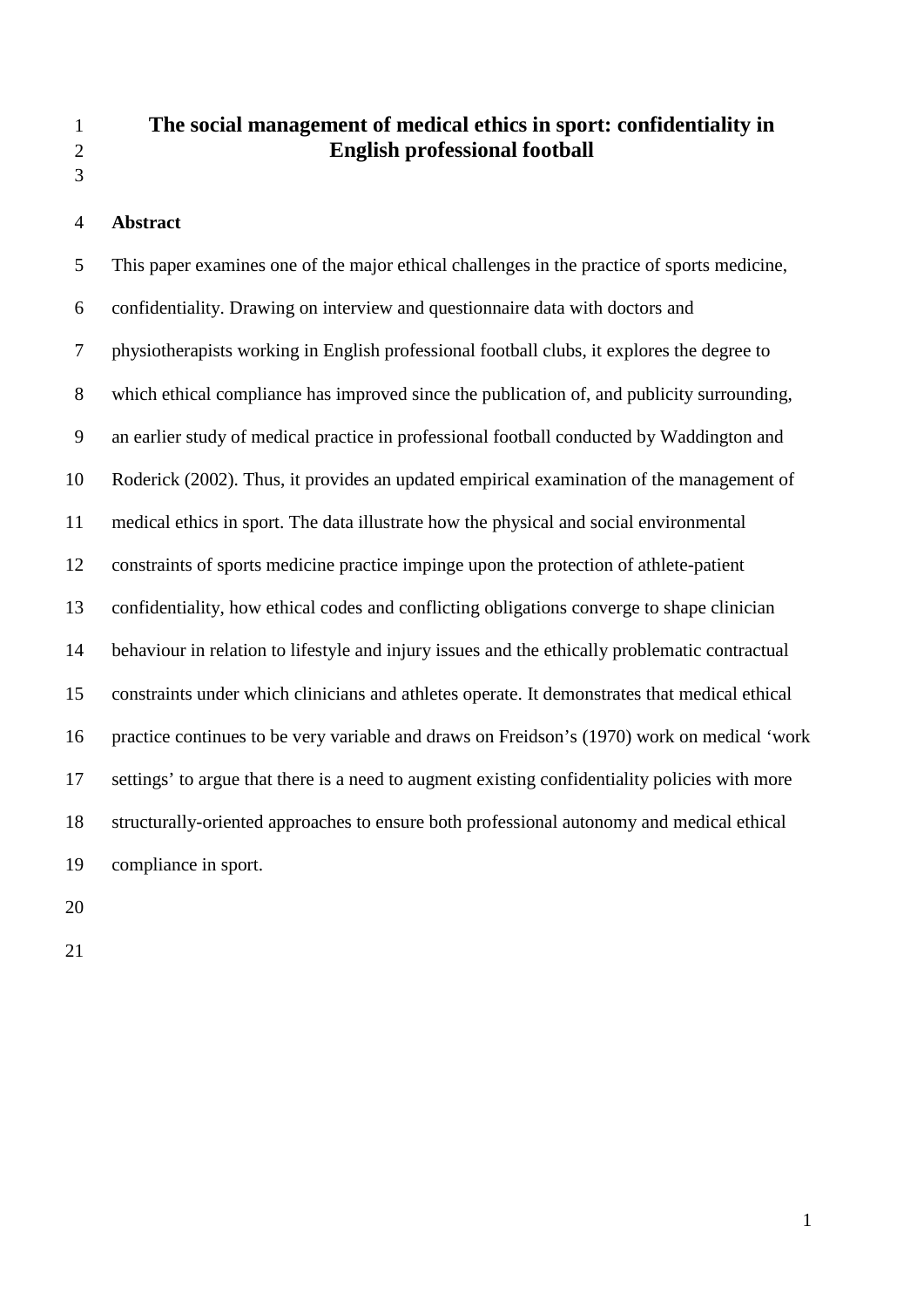# The social management of medical ethics in sport: confidentiality in English professional football

## Abstract

This paper examines one of the major ethical challenges in the practice of sports medicine, confidentiality. Drawing on interview and questionnaire data with doctors and physiotherapists working in English professional football clubs, it explores the degree to which ethical compliance has improved since the publication of, and publicity surrounding, an earlier study of medical practice in professional football conducted by Waddington and Roderick (2002). Thus, it provides an updated empirical examination of the management of medical ethics in sport. The data illustrate how the physical and social environmental constraints of sports medicine practice impinge upon the protection of athlete-patient confidentiality, how ethical codes and conflicting obligations converge to shape clinician behaviour in relation to lifestyle and injury issues and the ethically problematic contractual constraints under which clinicians and athletes operate. It demonstrates that medical ethical practice continues to be very variable and draws on Freidson's (1970) work on medical 'work settings' to argue that there is a need to augment existing confidentiality policies with more structurally-oriented approaches to ensure both professional autonomy and medical ethical compliance in sport.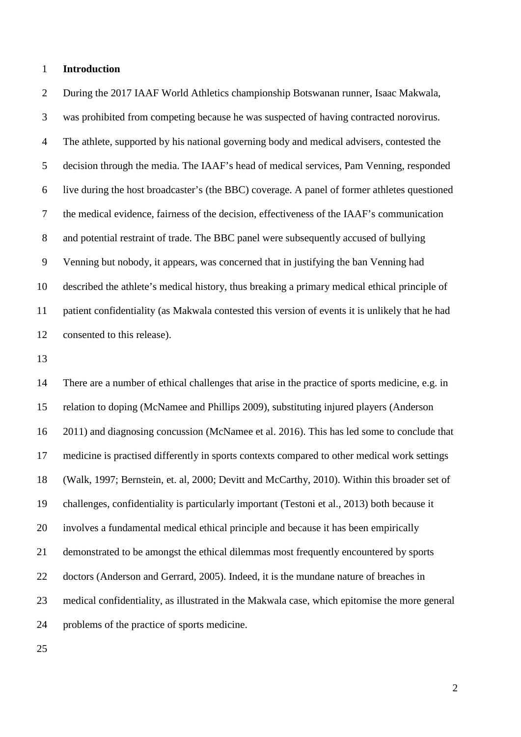## Introduction

During the 2017 IAAF World Athletics championship Botswanan runner, Isaac Makwala, was prohibited from competing because he was suspected of having contracted norovirus. The athlete, supported by his national governing body and medical advisers, contested the decision through the media. The IAAF's head of medical services, Pam Venning, responded live during the host broadcaster's (the BBC) coverage. A panel of former athletes questioned the medical evidence, fairness of the decision, effectiveness of the IAAF's communication and potential restraint of trade. The BBC panel were subsequently accused of bullying Venning but nobody, it appears, was concerned that in justifying the ban Venning had described the athlete's medical history, thus breaking a primary medical ethical principle of patient confidentiality (as Makwala contested this version of events it is unlikely that he had consented to this release).

There are a number of ethical challenges that arise in the practice of sports medicine, e.g. in relation to doping (McNamee and Phillips 2009), substituting injured players (Anderson 2011) and diagnosing concussion (McNamee et al. 2016). This has led some to conclude that medicine is practised differently in sports contexts compared to other medical work settings (Walk, 1997; Bernstein, et. al, 2000; Devitt and McCarthy, 2010). Within this broader set of challenges, confidentiality is particularly important (Testoni et al., 2013) both because it involves a fundamental medical ethical principle and because it has been empirically demonstrated to be amongst the ethical dilemmas most frequently encountered by sports doctors (Anderson and Gerrard, 2005). Indeed, it is the mundane nature of breaches in medical confidentiality, as illustrated in the Makwala case, which epitomise the more general problems of the practice of sports medicine.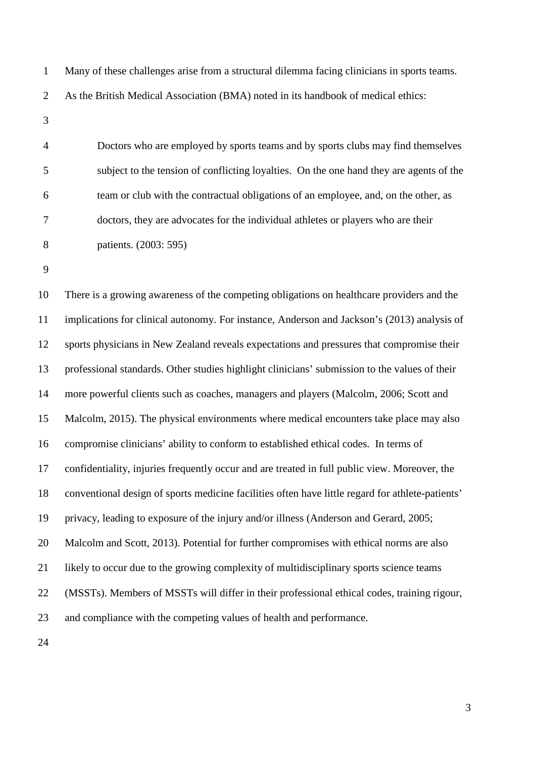Many of these challenges arise from a structural dilemma facing clinicians in sports teams. As the British Medical Association (BMA) noted in its handbook of medical ethics:

> Doctors who are employed by sports teams and by sports clubs may find themselves subject to the tension of conflicting loyalties. On the one hand they are agents of the team or club with the contractual obligations of an employee, and, on the other, as doctors, they are advocates for the individual athletes or players who are their patients. (2003: 595)

There is a growing awareness of the competing obligations on healthcare providers and the implications for clinical autonomy. For instance, Anderson and Jackson's (2013) analysis of sports physicians in New Zealand reveals expectations and pressures that compromise their professional standards. Other studies highlight clinicians' submission to the values of their more powerful clients such as coaches, managers and players (Malcolm, 2006; Scott and Malcolm, 2015). The physical environments where medical encounters take place may also compromise clinicians' ability to conform to established ethical codes. In terms of confidentiality, injuries frequently occur and are treated in full public view. Moreover, the conventional design of sports medicine facilities often have little regard for athlete-patients' privacy, leading to exposure of the injury and/or illness (Anderson and Gerard, 2005; Malcolm and Scott, 2013). Potential for further compromises with ethical norms are also likely to occur due to the growing complexity of multidisciplinary sports science teams (MSSTs). Members of MSSTs will differ in their professional ethical codes, training rigour, and compliance with the competing values of health and performance.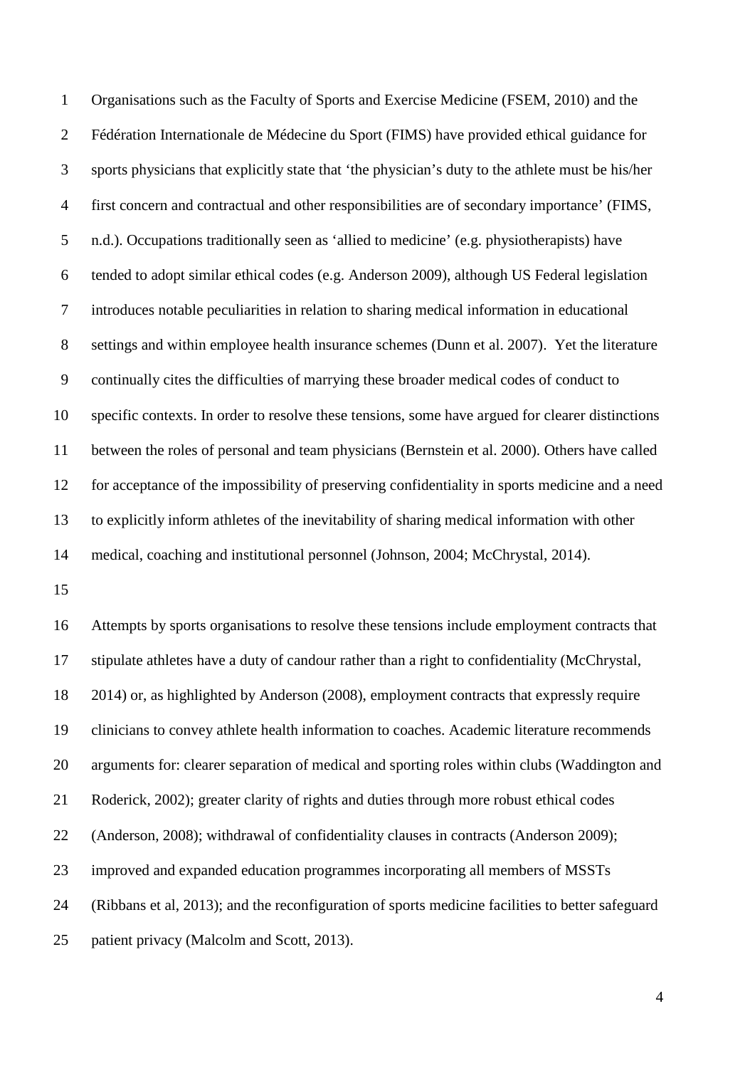Organisations such as the Faculty of Sports and Exercise Medicine (FSEM, 2010) and the Fédération Internationale de Médecine du Sport (FIMS) have provided ethical guidance for sports physicians that explicitly state that 'the physician's duty to the athlete must be his/her first concern and contractual and other responsibilities are of secondary importance' (FIMS, n.d.). Occupations traditionally seen as 'allied to medicine' (e.g. physiotherapists) have tended to adopt similar ethical codes (e.g. Anderson 2009), although US Federal legislation introduces notable peculiarities in relation to sharing medical information in educational settings and within employee health insurance schemes (Dunn et al. 2007). Yet the literature continually cites the difficulties of marrying these broader medical codes of conduct to specific contexts. In order to resolve these tensions, some have argued for clearer distinctions between the roles of personal and team physicians (Bernstein et al. 2000). Others have called for acceptance of the impossibility of preserving confidentiality in sports medicine and a need to explicitly inform athletes of the inevitability of sharing medical information with other medical, coaching and institutional personnel (Johnson, 2004; McChrystal, 2014).

Attempts by sports organisations to resolve these tensions include employment contracts that stipulate athletes have a duty of candour rather than a right to confidentiality (McChrystal, 2014) or, as highlighted by Anderson (2008), employment contracts that expressly require clinicians to convey athlete health information to coaches. Academic literature recommends arguments for: clearer separation of medical and sporting roles within clubs (Waddington and Roderick, 2002); greater clarity of rights and duties through more robust ethical codes (Anderson, 2008); withdrawal of confidentiality clauses in contracts (Anderson 2009); improved and expanded education programmes incorporating all members of MSSTs (Ribbans et al, 2013); and the reconfiguration of sports medicine facilities to better safeguard patient privacy (Malcolm and Scott, 2013).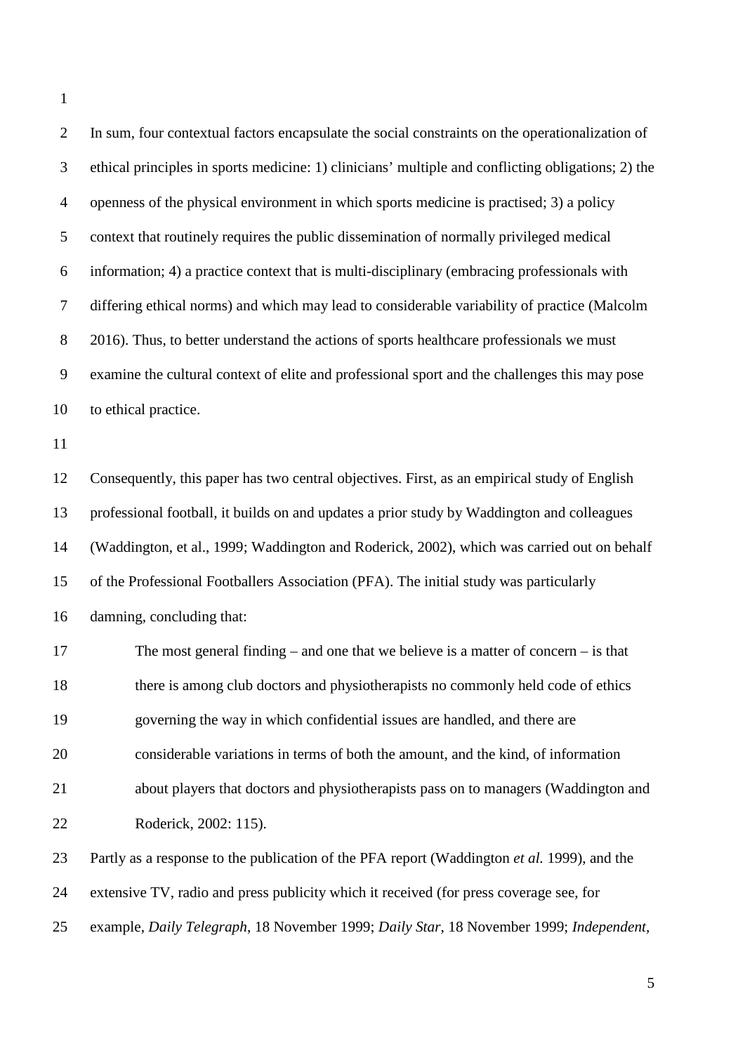In sum, four contextual factors encapsulate the social constraints on the operationalization of ethical principles in sports medicine: 1) clinicians' multiple and conflicting obligations; 2) the openness of the physical environment in which sports medicine is practised; 3) a policy context that routinely requires the public dissemination of normally privileged medical information; 4) a practice context that is multi-disciplinary (embracing professionals with differing ethical norms) and which may lead to considerable variability of practice (Malcolm 2016). Thus, to better understand the actions of sports healthcare professionals we must examine the cultural context of elite and professional sport and the challenges this may pose to ethical practice.

Consequently, this paper has two central objectives. First, as an empirical study of English professional football, it builds on and updates a prior study by Waddington and colleagues (Waddington, et al., 1999; Waddington and Roderick, 2002), which was carried out on behalf of the Professional Footballers Association (PFA). The initial study was particularly damning, concluding that:

> The most general finding – and one that we believe is a matter of concern – is that there is among club doctors and physiotherapists no commonly held code of ethics governing the way in which confidential issues are handled, and there are considerable variations in terms of both the amount, and the kind, of information about players that doctors and physiotherapists pass on to managers (Waddington and Roderick, 2002: 115).

Partly as a response to the publication of the PFA report (Waddington *et al.* 1999), and the extensive TV, radio and press publicity which it received (for press coverage see, for example, *Daily Telegraph*, 18 November 1999; *Daily Star*, 18 November 1999; *Independent*,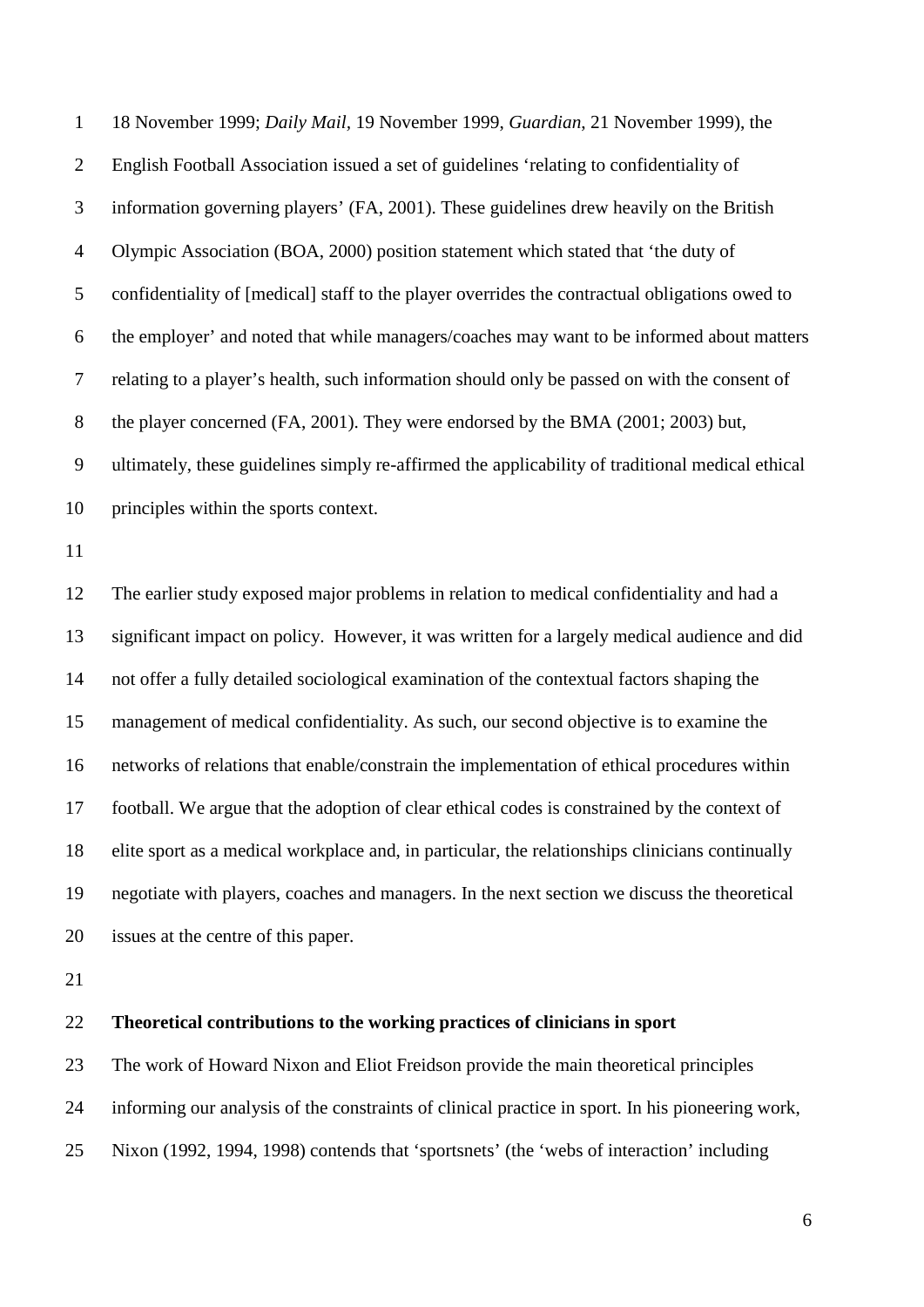18 November 1999; *Daily Mail*, 19 November 1999, *Guardian*, 21 November 1999), the English Football Association issued a set of guidelines 'relating to confidentiality of information governing players' (FA, 2001). These guidelines drew heavily on the British Olympic Association (BOA, 2000) position statement which stated that 'the duty of confidentiality of [medical] staff to the player overrides the contractual obligations owed to the employer' and noted that while managers/coaches may want to be informed about matters relating to a player's health, such information should only be passed on with the consent of the player concerned (FA, 2001). They were endorsed by the BMA (2001; 2003) but, ultimately, these guidelines simply re-affirmed the applicability of traditional medical ethical principles within the sports context.

The earlier study exposed major problems in relation to medical confidentiality and had a significant impact on policy. However, it was written for a largely medical audience and did not offer a fully detailed sociological examination of the contextual factors shaping the management of medical confidentiality. As such, our second objective is to examine the networks of relations that enable/constrain the implementation of ethical procedures within football. We argue that the adoption of clear ethical codes is constrained by the context of elite sport as a medical workplace and, in particular, the relationships clinicians continually negotiate with players, coaches and managers. In the next section we discuss the theoretical issues at the centre of this paper.

**Theoretical contributions to the working practices of clinicians in sport**

The work of Howard Nixon and Eliot Freidson provide the main theoretical principles informing our analysis of the constraints of clinical practice in sport. In his pioneering work, Nixon (1992, 1994, 1998) contends that 'sportsnets' (the 'webs of interaction' including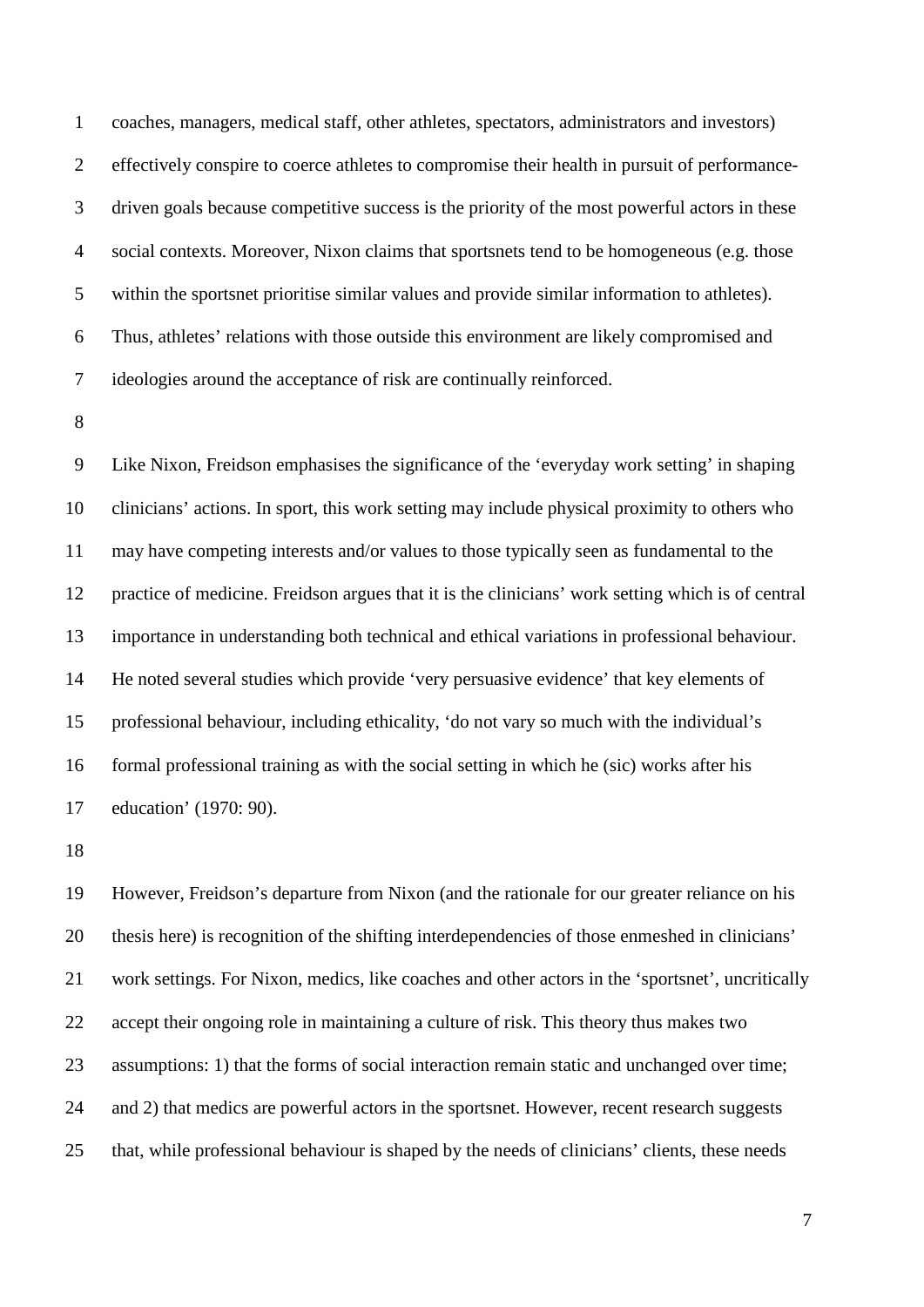coaches, managers, medical staff, other athletes, spectators, administrators and investors) effectively conspire to coerce athletes to compromise their health in pursuit of performance-driven goals because competitive success is the priority of the most powerful actors in these social contexts. Moreover, Nixon claims that sportsnets tend to be homogeneous (e.g. those within the sportsnet prioritise similar values and provide similar information to athletes). Thus, athletes' relations with those outside this environment are likely compromised and ideologies around the acceptance of risk are continually reinforced.

Like Nixon, Freidson emphasises the significance of the 'everyday work setting' in shaping clinicians' actions. In sport, this work setting may include physical proximity to others who may have competing interests and/or values to those typically seen as fundamental to the practice of medicine. Freidson argues that it is the clinicians' work setting which is of central importance in understanding both technical and ethical variations in professional behaviour. He noted several studies which provide 'very persuasive evidence' that key elements of professional behaviour, including ethicality, 'do not vary so much with the individual's formal professional training as with the social setting in which he (sic) works after his education' (1970: 90).

However, Freidson's departure from Nixon (and the rationale for our greater reliance on his thesis here) is recognition of the shifting interdependencies of those enmeshed in clinicians' work settings. For Nixon, medics, like coaches and other actors in the 'sportsnet', uncritically accept their ongoing role in maintaining a culture of risk. This theory thus makes two assumptions: 1) that the forms of social interaction remain static and unchanged over time; and 2) that medics are powerful actors in the sportsnet. However, recent research suggests that, while professional behaviour is shaped by the needs of clinicians' clients, these needs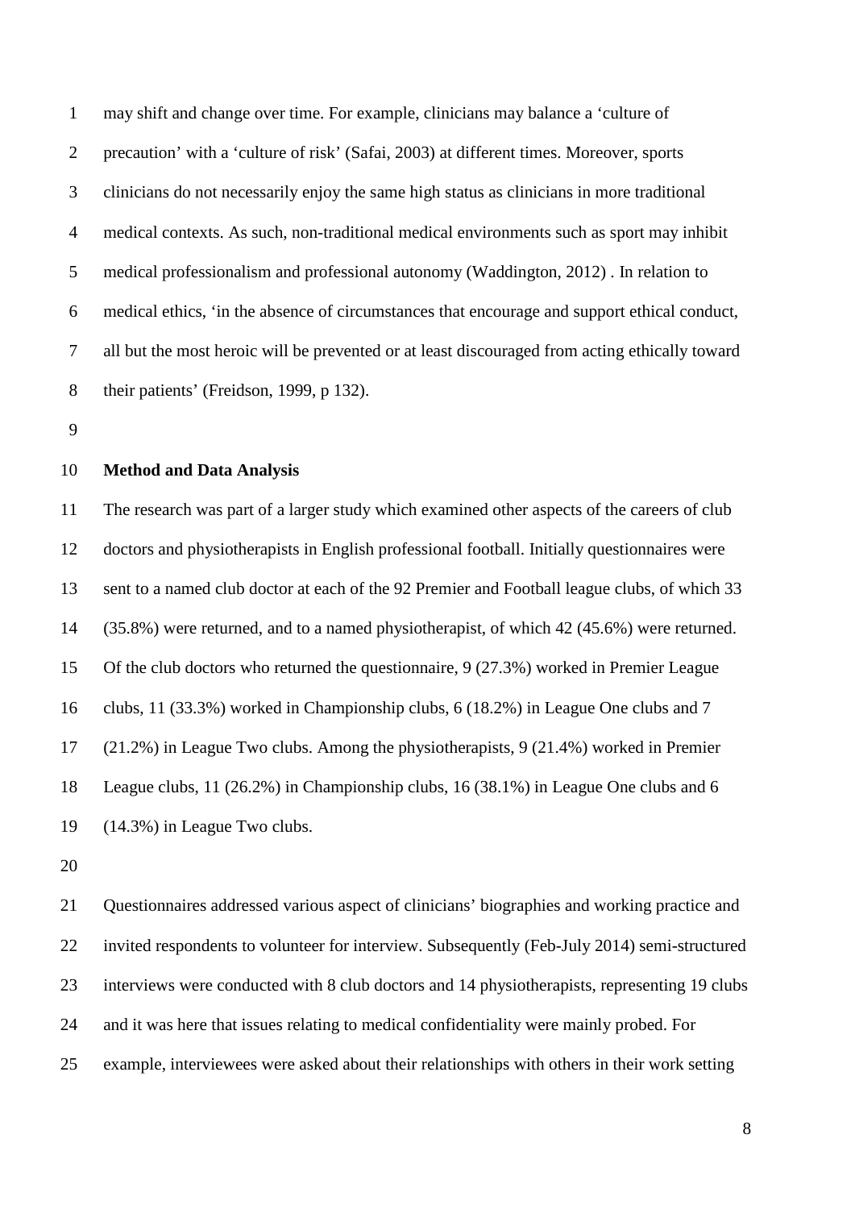may shift and change over time. For example, clinicians may balance a 'culture of precaution' with a 'culture of risk' (Safai, 2003) at different times. Moreover, sports clinicians do not necessarily enjoy the same high status as clinicians in more traditional medical contexts. As such, non-traditional medical environments such as sport may inhibit medical professionalism and professional autonomy (Waddington, 2012) . In relation to medical ethics, 'in the absence of circumstances that encourage and support ethical conduct, all but the most heroic will be prevented or at least discouraged from acting ethically toward their patients' (Freidson, 1999, p 132).

**Method and Data Analysis**

The research was part of a larger study which examined other aspects of the careers of club doctors and physiotherapists in English professional football. Initially questionnaires were sent to a named club doctor at each of the 92 Premier and Football league clubs, of which 33 (35.8%) were returned, and to a named physiotherapist, of which 42 (45.6%) were returned. Of the club doctors who returned the questionnaire, 9 (27.3%) worked in Premier League clubs, 11 (33.3%) worked in Championship clubs, 6 (18.2%) in League One clubs and 7 (21.2%) in League Two clubs. Among the physiotherapists, 9 (21.4%) worked in Premier League clubs, 11 (26.2%) in Championship clubs, 16 (38.1%) in League One clubs and 6 (14.3%) in League Two clubs.

Questionnaires addressed various aspect of clinicians' biographies and working practice and invited respondents to volunteer for interview. Subsequently (Feb-July 2014) semi-structured interviews were conducted with 8 club doctors and 14 physiotherapists, representing 19 clubs and it was here that issues relating to medical confidentiality were mainly probed. For example, interviewees were asked about their relationships with others in their work setting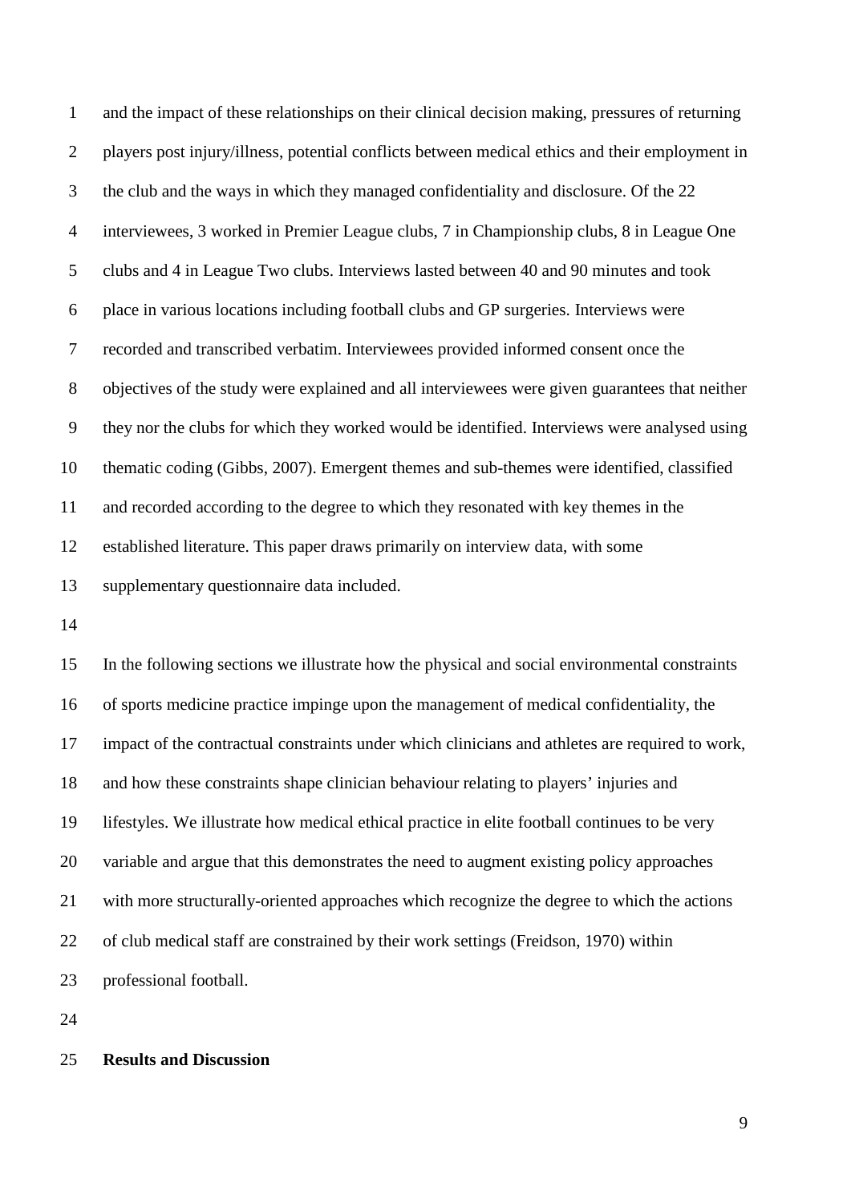and the impact of these relationships on their clinical decision making, pressures of returning players post injury/illness, potential conflicts between medical ethics and their employment in the club and the ways in which they managed confidentiality and disclosure. Of the 22 interviewees, 3 worked in Premier League clubs, 7 in Championship clubs, 8 in League One clubs and 4 in League Two clubs. Interviews lasted between 40 and 90 minutes and took place in various locations including football clubs and GP surgeries. Interviews were recorded and transcribed verbatim. Interviewees provided informed consent once the objectives of the study were explained and all interviewees were given guarantees that neither they nor the clubs for which they worked would be identified. Interviews were analysed using thematic coding (Gibbs, 2007). Emergent themes and sub-themes were identified, classified and recorded according to the degree to which they resonated with key themes in the established literature. This paper draws primarily on interview data, with some supplementary questionnaire data included.

In the following sections we illustrate how the physical and social environmental constraints of sports medicine practice impinge upon the management of medical confidentiality, the impact of the contractual constraints under which clinicians and athletes are required to work, and how these constraints shape clinician behaviour relating to players' injuries and lifestyles. We illustrate how medical ethical practice in elite football continues to be very variable and argue that this demonstrates the need to augment existing policy approaches with more structurally-oriented approaches which recognize the degree to which the actions of club medical staff are constrained by their work settings (Freidson, 1970) within professional football.

## Results and Discussion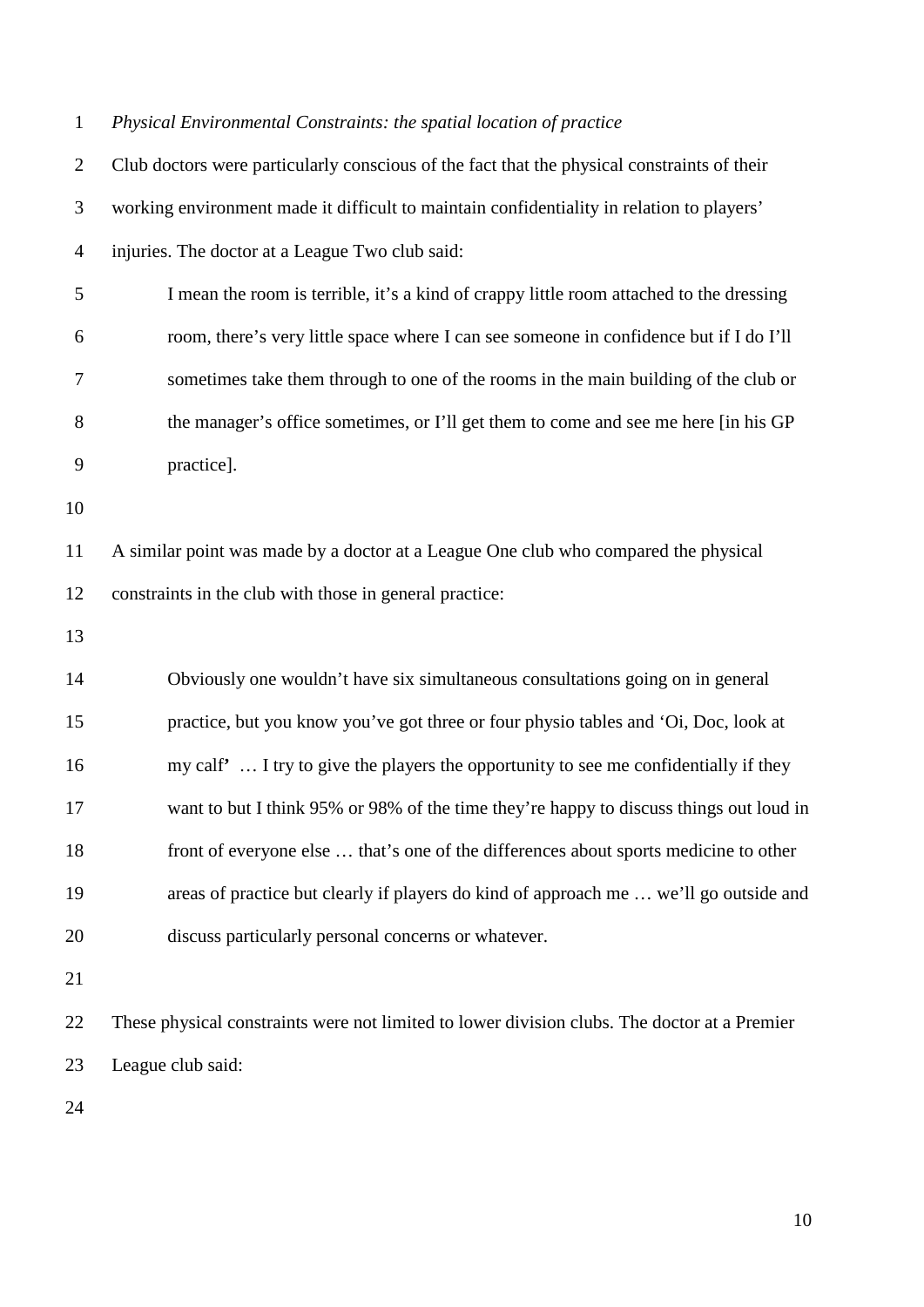*Physical Environmental Constraints: the spatial location of practice*

Club doctors were particularly conscious of the fact that the physical constraints of their working environment made it difficult to maintain confidentiality in relation to players' injuries. The doctor at a League Two club said:

> I mean the room is terrible, it's a kind of crappy little room attached to the dressing room, there's very little space where I can see someone in confidence but if I do I'll sometimes take them through to one of the rooms in the main building of the club or the manager's office sometimes, or I'll get them to come and see me here [in his GP practice].

A similar point was made by a doctor at a League One club who compared the physical constraints in the club with those in general practice:

> Obviously one wouldn't have six simultaneous consultations going on in general practice, but you know you've got three or four physio tables and 'Oi, Doc, look at my calf' … I try to give the players the opportunity to see me confidentially if they want to but I think 95% or 98% of the time they're happy to discuss things out loud in front of everyone else … that's one of the differences about sports medicine to other areas of practice but clearly if players do kind of approach me … we'll go outside and discuss particularly personal concerns or whatever.

These physical constraints were not limited to lower division clubs. The doctor at a Premier League club said: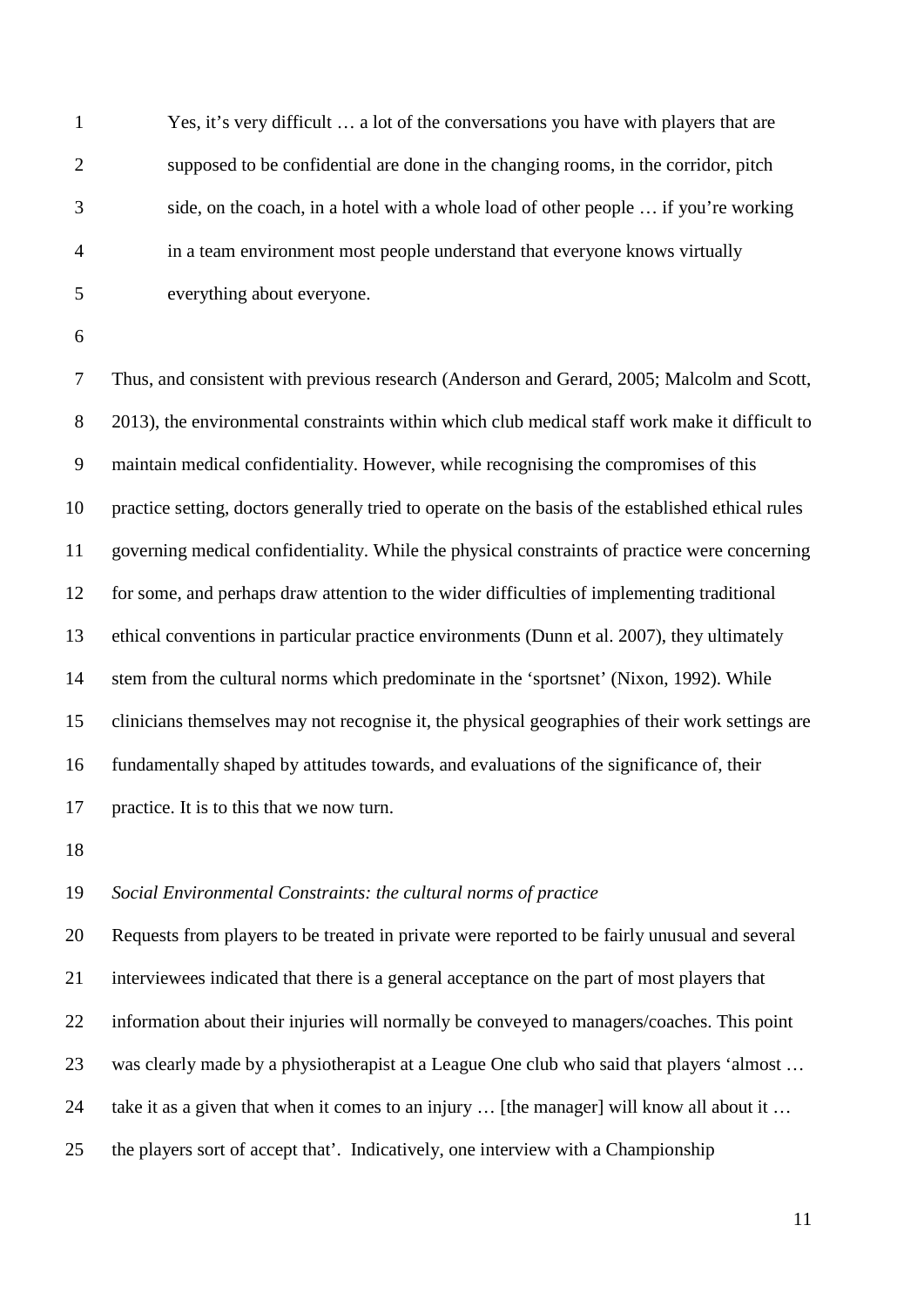> Yes, it's very difficult … a lot of the conversations you have with players that are supposed to be confidential are done in the changing rooms, in the corridor, pitch side, on the coach, in a hotel with a whole load of other people … if you're working in a team environment most people understand that everyone knows virtually everything about everyone.

Thus, and consistent with previous research (Anderson and Gerard, 2005; Malcolm and Scott, 2013), the environmental constraints within which club medical staff work make it difficult to maintain medical confidentiality. However, while recognising the compromises of this practice setting, doctors generally tried to operate on the basis of the established ethical rules governing medical confidentiality. While the physical constraints of practice were concerning for some, and perhaps draw attention to the wider difficulties of implementing traditional ethical conventions in particular practice environments (Dunn et al. 2007), they ultimately stem from the cultural norms which predominate in the 'sportsnet' (Nixon, 1992). While clinicians themselves may not recognise it, the physical geographies of their work settings are fundamentally shaped by attitudes towards, and evaluations of the significance of, their practice. It is to this that we now turn.

*Social Environmental Constraints: the cultural norms of practice*

Requests from players to be treated in private were reported to be fairly unusual and several interviewees indicated that there is a general acceptance on the part of most players that information about their injuries will normally be conveyed to managers/coaches. This point was clearly made by a physiotherapist at a League One club who said that players 'almost … take it as a given that when it comes to an injury … [the manager] will know all about it … the players sort of accept that'. Indicatively, one interview with a Championship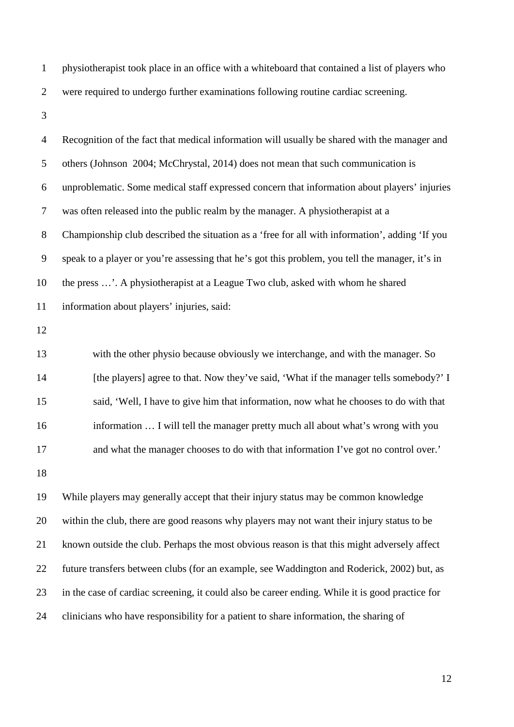physiotherapist took place in an office with a whiteboard that contained a list of players who were required to undergo further examinations following routine cardiac screening.

Recognition of the fact that medical information will usually be shared with the manager and others (Johnson  2004; McChrystal, 2014) does not mean that such communication is unproblematic. Some medical staff expressed concern that information about players' injuries was often released into the public realm by the manager. A physiotherapist at a Championship club described the situation as a 'free for all with information', adding 'If you speak to a player or you're assessing that he's got this problem, you tell the manager, it's in the press …'. A physiotherapist at a League Two club, asked with whom he shared information about players' injuries, said:

> with the other physio because obviously we interchange, and with the manager. So [the players] agree to that. Now they've said, 'What if the manager tells somebody?' I said, 'Well, I have to give him that information, now what he chooses to do with that information … I will tell the manager pretty much all about what's wrong with you and what the manager chooses to do with that information I've got no control over.'

While players may generally accept that their injury status may be common knowledge within the club, there are good reasons why players may not want their injury status to be known outside the club. Perhaps the most obvious reason is that this might adversely affect future transfers between clubs (for an example, see Waddington and Roderick, 2002) but, as in the case of cardiac screening, it could also be career ending. While it is good practice for clinicians who have responsibility for a patient to share information, the sharing of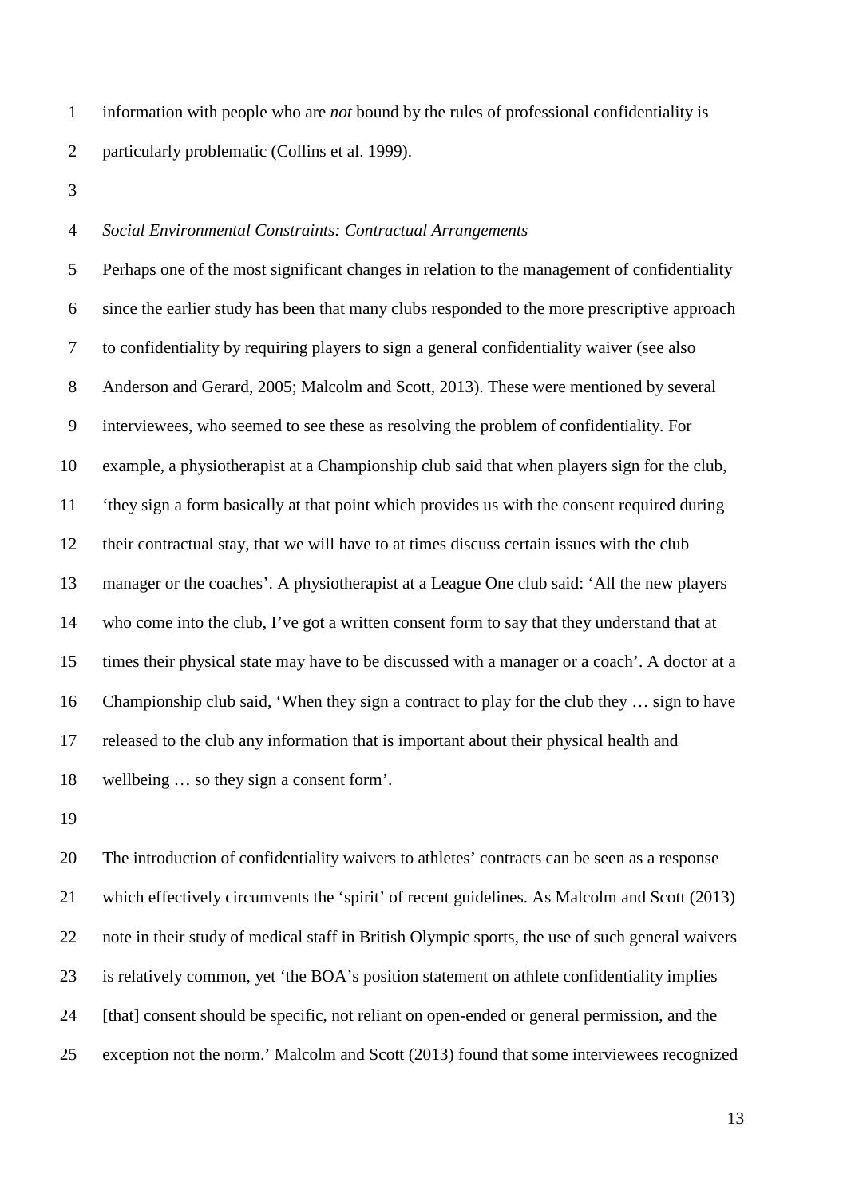information with people who are *not* bound by the rules of professional confidentiality is particularly problematic (Collins et al. 1999).

*Social Environmental Constraints: Contractual Arrangements*

Perhaps one of the most significant changes in relation to the management of confidentiality since the earlier study has been that many clubs responded to the more prescriptive approach to confidentiality by requiring players to sign a general confidentiality waiver (see also Anderson and Gerard, 2005; Malcolm and Scott, 2013). These were mentioned by several interviewees, who seemed to see these as resolving the problem of confidentiality. For example, a physiotherapist at a Championship club said that when players sign for the club, 'they sign a form basically at that point which provides us with the consent required during their contractual stay, that we will have to at times discuss certain issues with the club manager or the coaches'. A physiotherapist at a League One club said: 'All the new players who come into the club, I've got a written consent form to say that they understand that at times their physical state may have to be discussed with a manager or a coach'. A doctor at a Championship club said, 'When they sign a contract to play for the club they … sign to have released to the club any information that is important about their physical health and wellbeing … so they sign a consent form'.

The introduction of confidentiality waivers to athletes' contracts can be seen as a response which effectively circumvents the 'spirit' of recent guidelines. As Malcolm and Scott (2013) note in their study of medical staff in British Olympic sports, the use of such general waivers is relatively common, yet 'the BOA's position statement on athlete confidentiality implies [that] consent should be specific, not reliant on open-ended or general permission, and the exception not the norm.' Malcolm and Scott (2013) found that some interviewees recognized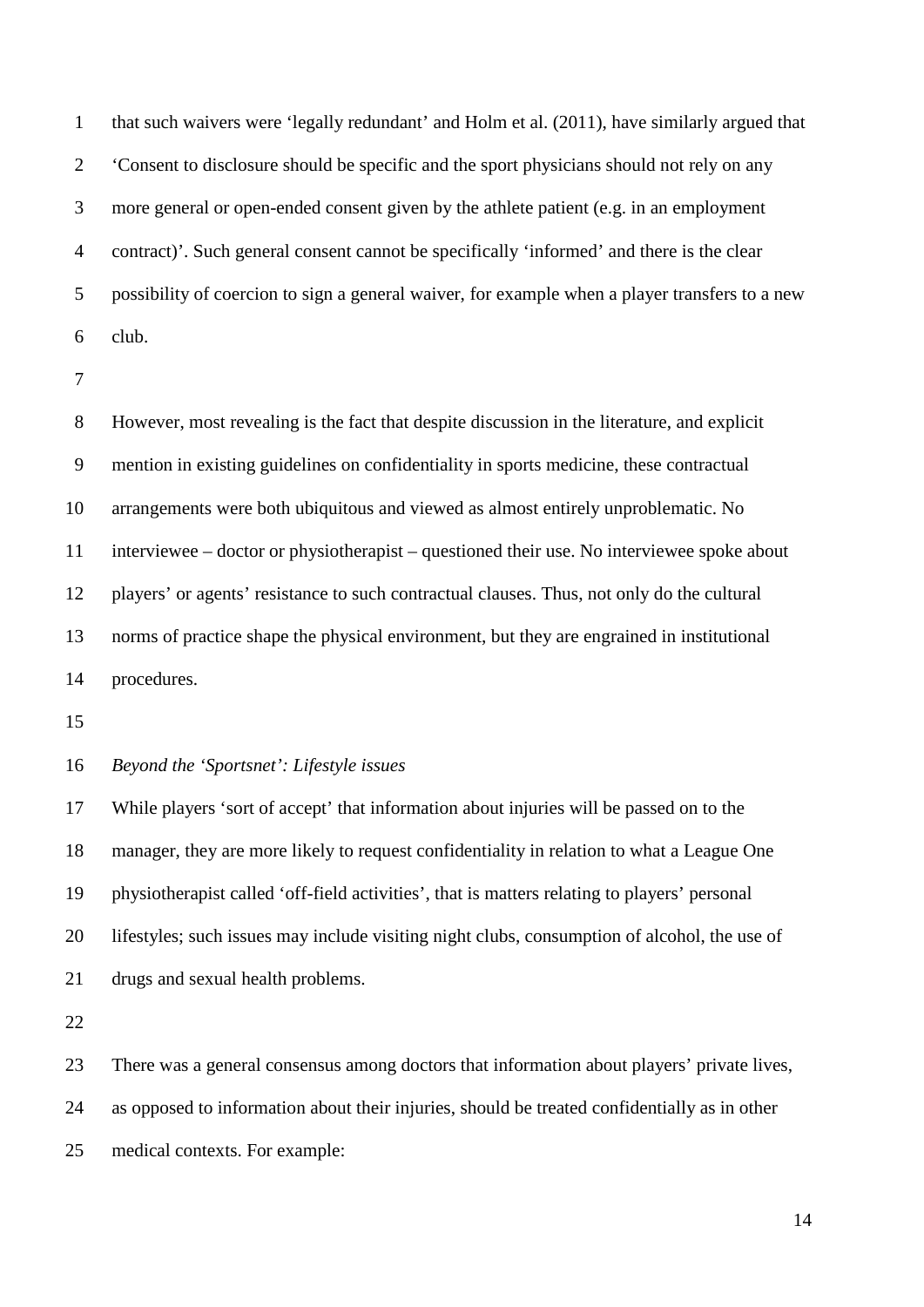that such waivers were 'legally redundant' and Holm et al. (2011), have similarly argued that 'Consent to disclosure should be specific and the sport physicians should not rely on any more general or open-ended consent given by the athlete patient (e.g. in an employment contract)'. Such general consent cannot be specifically 'informed' and there is the clear possibility of coercion to sign a general waiver, for example when a player transfers to a new club.

However, most revealing is the fact that despite discussion in the literature, and explicit mention in existing guidelines on confidentiality in sports medicine, these contractual arrangements were both ubiquitous and viewed as almost entirely unproblematic. No interviewee – doctor or physiotherapist – questioned their use. No interviewee spoke about players' or agents' resistance to such contractual clauses. Thus, not only do the cultural norms of practice shape the physical environment, but they are engrained in institutional procedures.

*Beyond the 'Sportsnet': Lifestyle issues*

While players 'sort of accept' that information about injuries will be passed on to the manager, they are more likely to request confidentiality in relation to what a League One physiotherapist called 'off-field activities', that is matters relating to players' personal lifestyles; such issues may include visiting night clubs, consumption of alcohol, the use of drugs and sexual health problems.

There was a general consensus among doctors that information about players' private lives, as opposed to information about their injuries, should be treated confidentially as in other medical contexts. For example: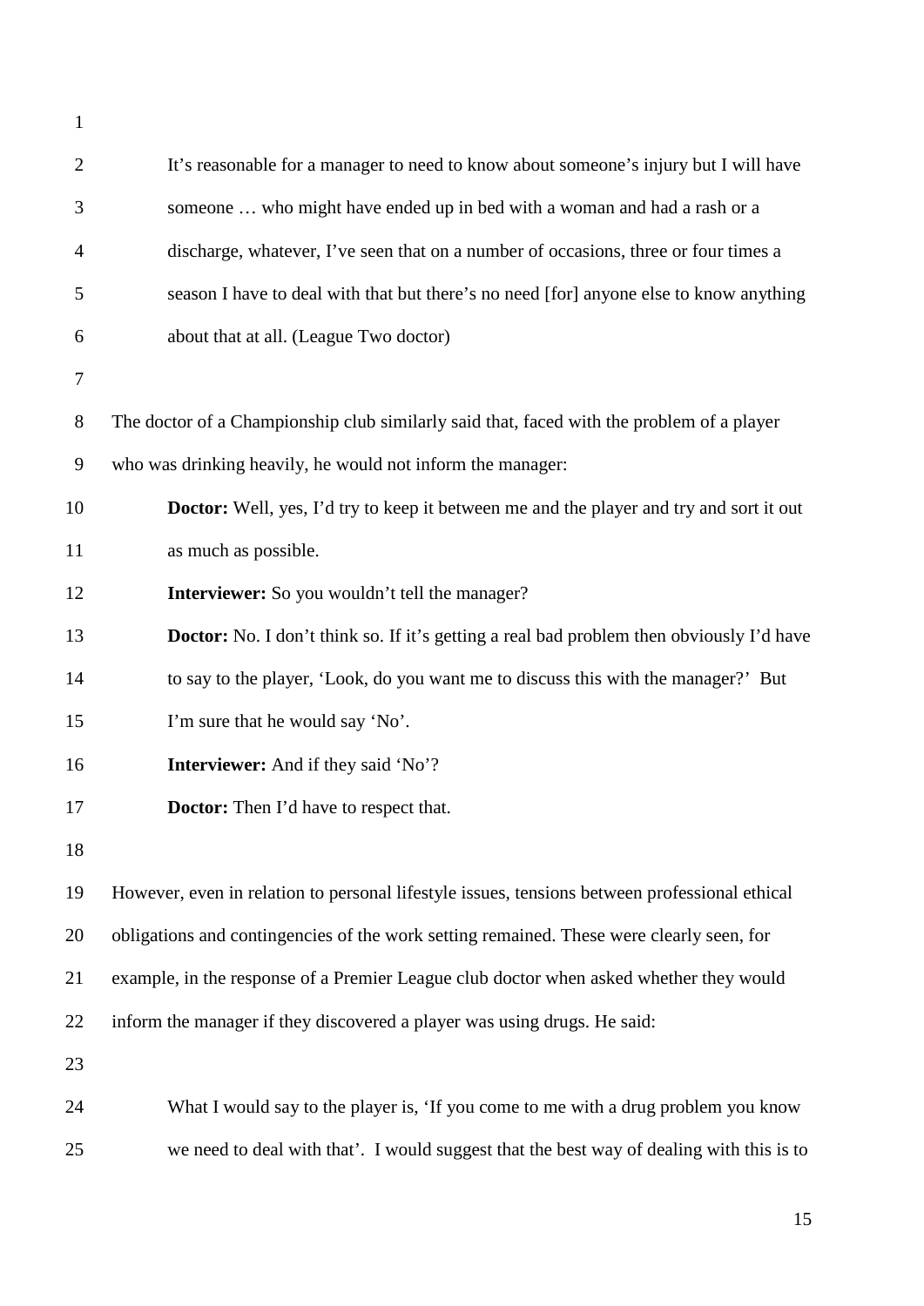> It's reasonable for a manager to need to know about someone's injury but I will have someone … who might have ended up in bed with a woman and had a rash or a discharge, whatever, I've seen that on a number of occasions, three or four times a season I have to deal with that but there's no need [for] anyone else to know anything about that at all. (League Two doctor)

The doctor of a Championship club similarly said that, faced with the problem of a player who was drinking heavily, he would not inform the manager:

> **Doctor:** Well, yes, I'd try to keep it between me and the player and try and sort it out as much as possible.
>
> **Interviewer:** So you wouldn't tell the manager?
>
> **Doctor:** No. I don't think so. If it's getting a real bad problem then obviously I'd have to say to the player, 'Look, do you want me to discuss this with the manager?' But I'm sure that he would say 'No'.
>
> **Interviewer:** And if they said 'No'?
>
> **Doctor:** Then I'd have to respect that.

However, even in relation to personal lifestyle issues, tensions between professional ethical obligations and contingencies of the work setting remained. These were clearly seen, for example, in the response of a Premier League club doctor when asked whether they would inform the manager if they discovered a player was using drugs. He said:

> What I would say to the player is, 'If you come to me with a drug problem you know we need to deal with that'. I would suggest that the best way of dealing with this is to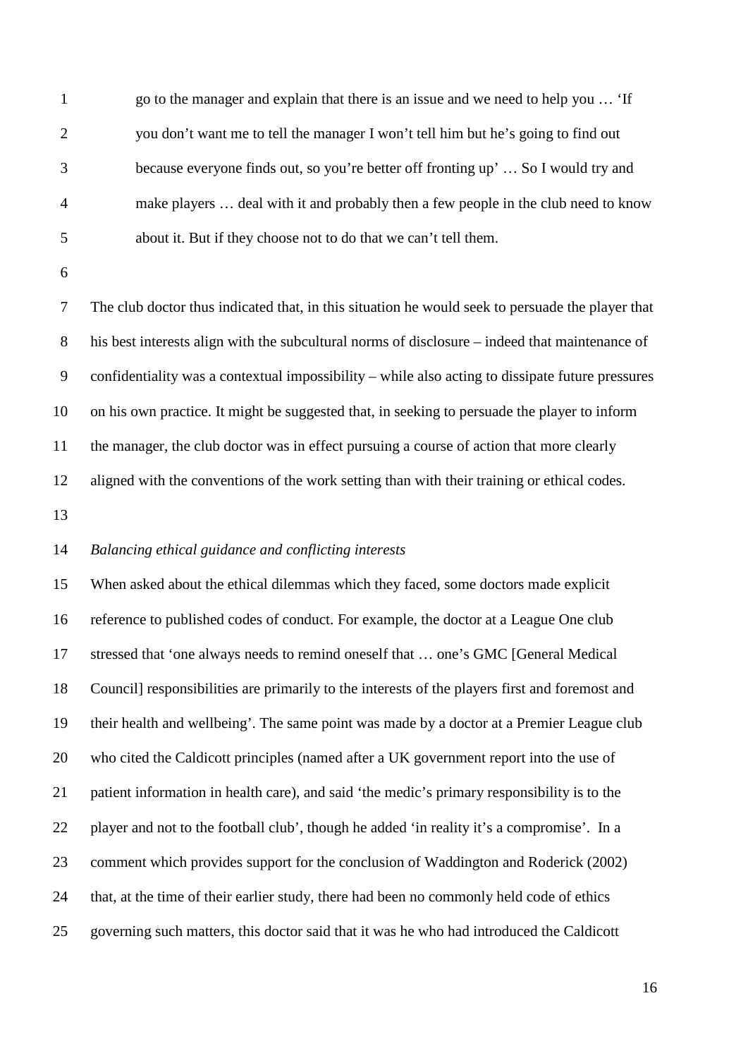go to the manager and explain that there is an issue and we need to help you … 'If you don't want me to tell the manager I won't tell him but he's going to find out because everyone finds out, so you're better off fronting up' … So I would try and make players … deal with it and probably then a few people in the club need to know about it. But if they choose not to do that we can't tell them.

The club doctor thus indicated that, in this situation he would seek to persuade the player that his best interests align with the subcultural norms of disclosure – indeed that maintenance of confidentiality was a contextual impossibility – while also acting to dissipate future pressures on his own practice. It might be suggested that, in seeking to persuade the player to inform the manager, the club doctor was in effect pursuing a course of action that more clearly aligned with the conventions of the work setting than with their training or ethical codes.

*Balancing ethical guidance and conflicting interests*

When asked about the ethical dilemmas which they faced, some doctors made explicit reference to published codes of conduct. For example, the doctor at a League One club stressed that 'one always needs to remind oneself that … one's GMC [General Medical Council] responsibilities are primarily to the interests of the players first and foremost and their health and wellbeing'. The same point was made by a doctor at a Premier League club who cited the Caldicott principles (named after a UK government report into the use of patient information in health care), and said 'the medic's primary responsibility is to the player and not to the football club', though he added 'in reality it's a compromise'. In a comment which provides support for the conclusion of Waddington and Roderick (2002) that, at the time of their earlier study, there had been no commonly held code of ethics governing such matters, this doctor said that it was he who had introduced the Caldicott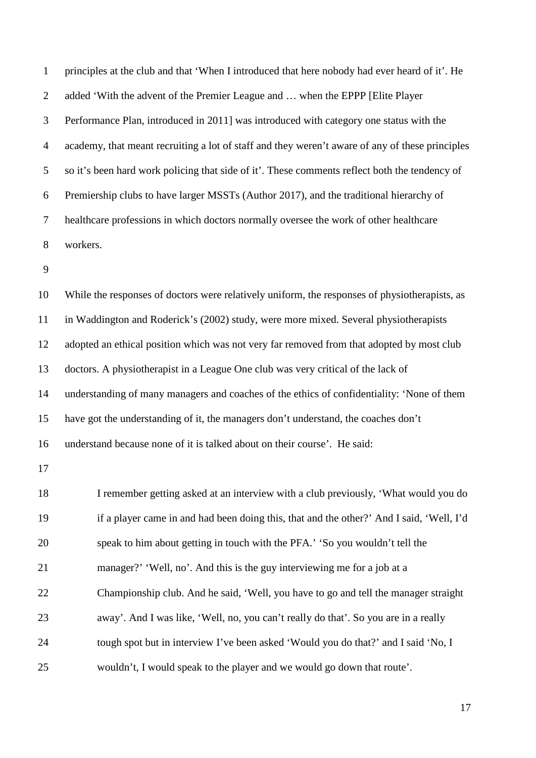principles at the club and that 'When I introduced that here nobody had ever heard of it'. He added 'With the advent of the Premier League and … when the EPPP [Elite Player Performance Plan, introduced in 2011] was introduced with category one status with the academy, that meant recruiting a lot of staff and they weren't aware of any of these principles so it's been hard work policing that side of it'. These comments reflect both the tendency of Premiership clubs to have larger MSSTs (Author 2017), and the traditional hierarchy of healthcare professions in which doctors normally oversee the work of other healthcare workers.

While the responses of doctors were relatively uniform, the responses of physiotherapists, as in Waddington and Roderick's (2002) study, were more mixed. Several physiotherapists adopted an ethical position which was not very far removed from that adopted by most club doctors. A physiotherapist in a League One club was very critical of the lack of understanding of many managers and coaches of the ethics of confidentiality: 'None of them have got the understanding of it, the managers don't understand, the coaches don't understand because none of it is talked about on their course'. He said:

> I remember getting asked at an interview with a club previously, 'What would you do if a player came in and had been doing this, that and the other?' And I said, 'Well, I'd speak to him about getting in touch with the PFA.' 'So you wouldn't tell the manager?' 'Well, no'. And this is the guy interviewing me for a job at a Championship club. And he said, 'Well, you have to go and tell the manager straight away'. And I was like, 'Well, no, you can't really do that'. So you are in a really tough spot but in interview I've been asked 'Would you do that?' and I said 'No, I wouldn't, I would speak to the player and we would go down that route'.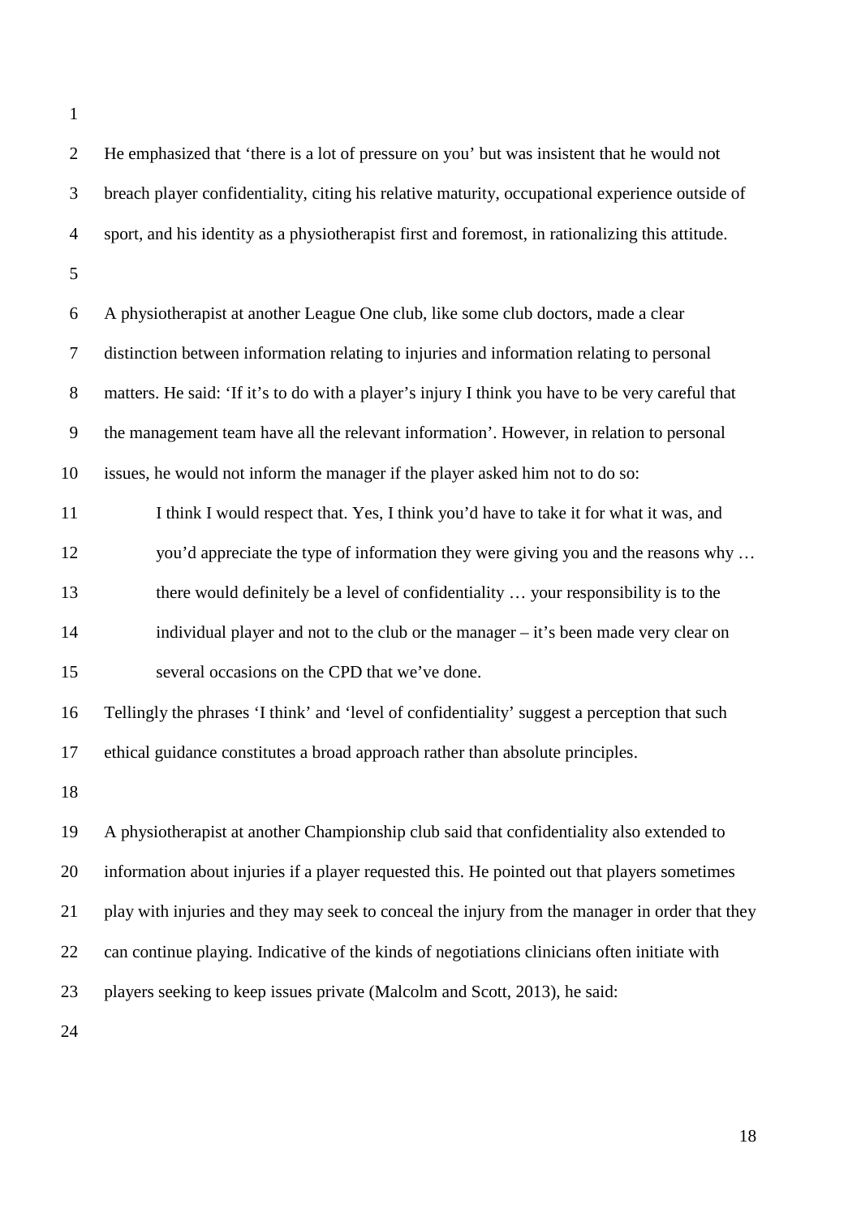He emphasized that 'there is a lot of pressure on you' but was insistent that he would not breach player confidentiality, citing his relative maturity, occupational experience outside of sport, and his identity as a physiotherapist first and foremost, in rationalizing this attitude.

A physiotherapist at another League One club, like some club doctors, made a clear distinction between information relating to injuries and information relating to personal matters. He said: 'If it's to do with a player's injury I think you have to be very careful that the management team have all the relevant information'. However, in relation to personal issues, he would not inform the manager if the player asked him not to do so:

> I think I would respect that. Yes, I think you'd have to take it for what it was, and you'd appreciate the type of information they were giving you and the reasons why … there would definitely be a level of confidentiality … your responsibility is to the individual player and not to the club or the manager – it's been made very clear on several occasions on the CPD that we've done.

Tellingly the phrases 'I think' and 'level of confidentiality' suggest a perception that such ethical guidance constitutes a broad approach rather than absolute principles.

A physiotherapist at another Championship club said that confidentiality also extended to information about injuries if a player requested this. He pointed out that players sometimes play with injuries and they may seek to conceal the injury from the manager in order that they can continue playing. Indicative of the kinds of negotiations clinicians often initiate with players seeking to keep issues private (Malcolm and Scott, 2013), he said: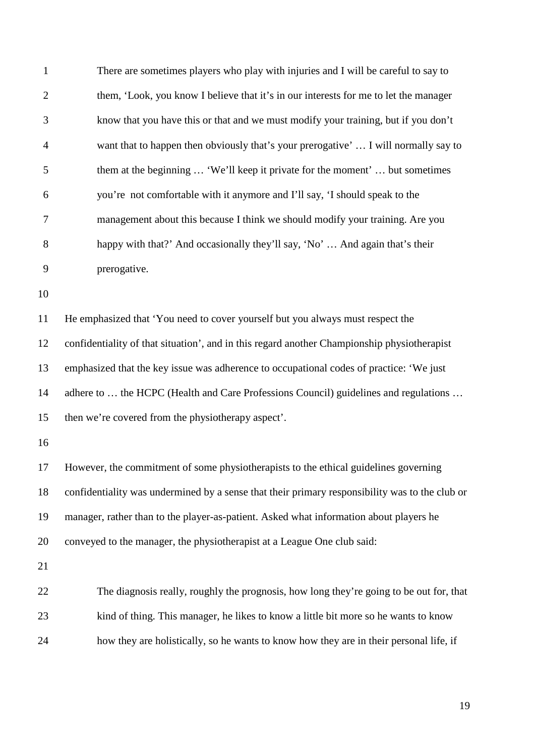> There are sometimes players who play with injuries and I will be careful to say to them, 'Look, you know I believe that it's in our interests for me to let the manager know that you have this or that and we must modify your training, but if you don't want that to happen then obviously that's your prerogative' … I will normally say to them at the beginning … 'We'll keep it private for the moment' … but sometimes you're not comfortable with it anymore and I'll say, 'I should speak to the management about this because I think we should modify your training. Are you happy with that?' And occasionally they'll say, 'No' … And again that's their prerogative.

He emphasized that 'You need to cover yourself but you always must respect the confidentiality of that situation', and in this regard another Championship physiotherapist emphasized that the key issue was adherence to occupational codes of practice: 'We just adhere to … the HCPC (Health and Care Professions Council) guidelines and regulations … then we're covered from the physiotherapy aspect'.

However, the commitment of some physiotherapists to the ethical guidelines governing confidentiality was undermined by a sense that their primary responsibility was to the club or manager, rather than to the player-as-patient. Asked what information about players he conveyed to the manager, the physiotherapist at a League One club said:

> The diagnosis really, roughly the prognosis, how long they're going to be out for, that kind of thing. This manager, he likes to know a little bit more so he wants to know how they are holistically, so he wants to know how they are in their personal life, if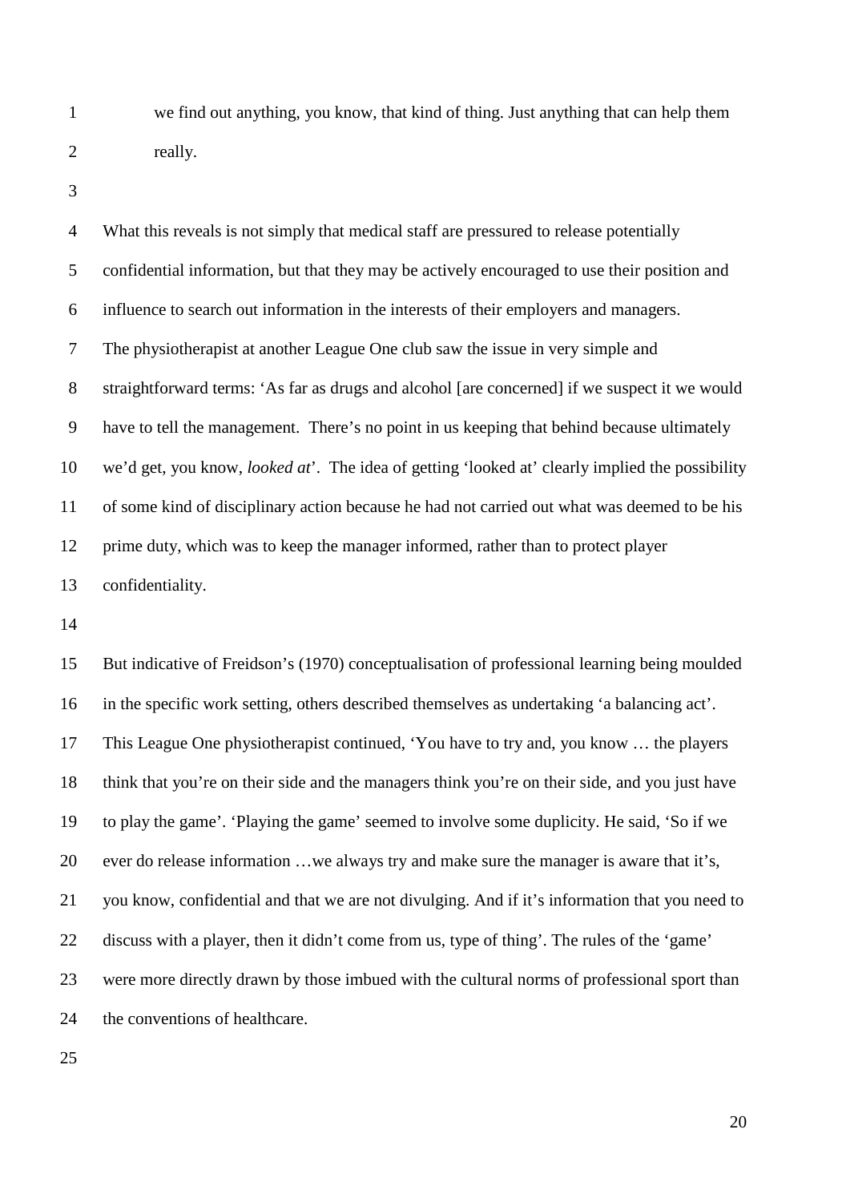we find out anything, you know, that kind of thing. Just anything that can help them really.

What this reveals is not simply that medical staff are pressured to release potentially confidential information, but that they may be actively encouraged to use their position and influence to search out information in the interests of their employers and managers. The physiotherapist at another League One club saw the issue in very simple and straightforward terms: 'As far as drugs and alcohol [are concerned] if we suspect it we would have to tell the management. There's no point in us keeping that behind because ultimately we'd get, you know, *looked at*'. The idea of getting 'looked at' clearly implied the possibility of some kind of disciplinary action because he had not carried out what was deemed to be his prime duty, which was to keep the manager informed, rather than to protect player confidentiality.

But indicative of Freidson's (1970) conceptualisation of professional learning being moulded in the specific work setting, others described themselves as undertaking 'a balancing act'. This League One physiotherapist continued, 'You have to try and, you know … the players think that you're on their side and the managers think you're on their side, and you just have to play the game'. 'Playing the game' seemed to involve some duplicity. He said, 'So if we ever do release information …we always try and make sure the manager is aware that it's, you know, confidential and that we are not divulging. And if it's information that you need to discuss with a player, then it didn't come from us, type of thing'. The rules of the 'game' were more directly drawn by those imbued with the cultural norms of professional sport than the conventions of healthcare.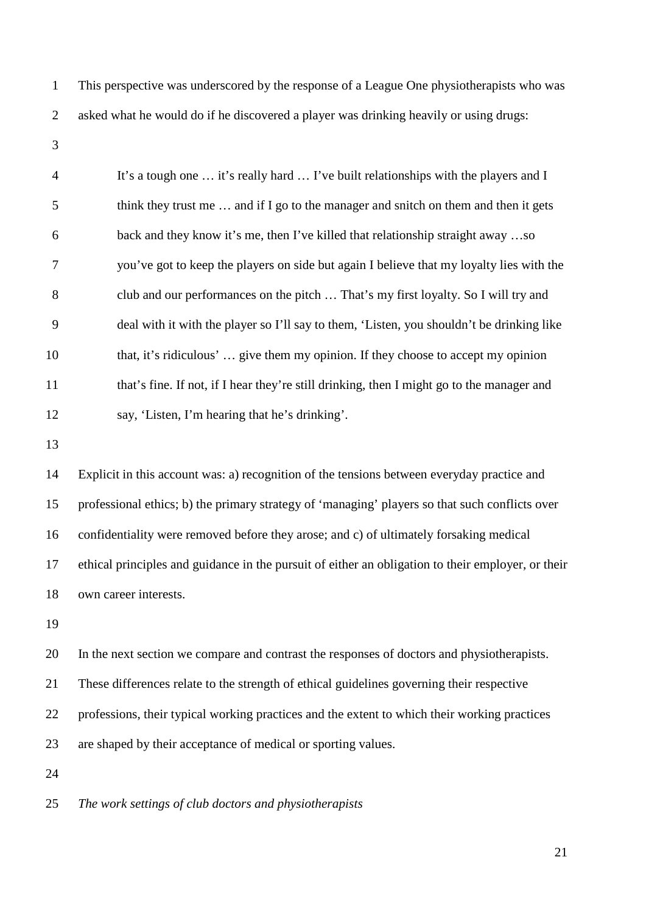This perspective was underscored by the response of a League One physiotherapists who was asked what he would do if he discovered a player was drinking heavily or using drugs:

> It's a tough one … it's really hard … I've built relationships with the players and I think they trust me … and if I go to the manager and snitch on them and then it gets back and they know it's me, then I've killed that relationship straight away …so you've got to keep the players on side but again I believe that my loyalty lies with the club and our performances on the pitch … That's my first loyalty. So I will try and deal with it with the player so I'll say to them, 'Listen, you shouldn't be drinking like that, it's ridiculous' … give them my opinion. If they choose to accept my opinion that's fine. If not, if I hear they're still drinking, then I might go to the manager and say, 'Listen, I'm hearing that he's drinking'.

Explicit in this account was: a) recognition of the tensions between everyday practice and professional ethics; b) the primary strategy of 'managing' players so that such conflicts over confidentiality were removed before they arose; and c) of ultimately forsaking medical ethical principles and guidance in the pursuit of either an obligation to their employer, or their own career interests.

In the next section we compare and contrast the responses of doctors and physiotherapists. These differences relate to the strength of ethical guidelines governing their respective professions, their typical working practices and the extent to which their working practices are shaped by their acceptance of medical or sporting values.

*The work settings of club doctors and physiotherapists*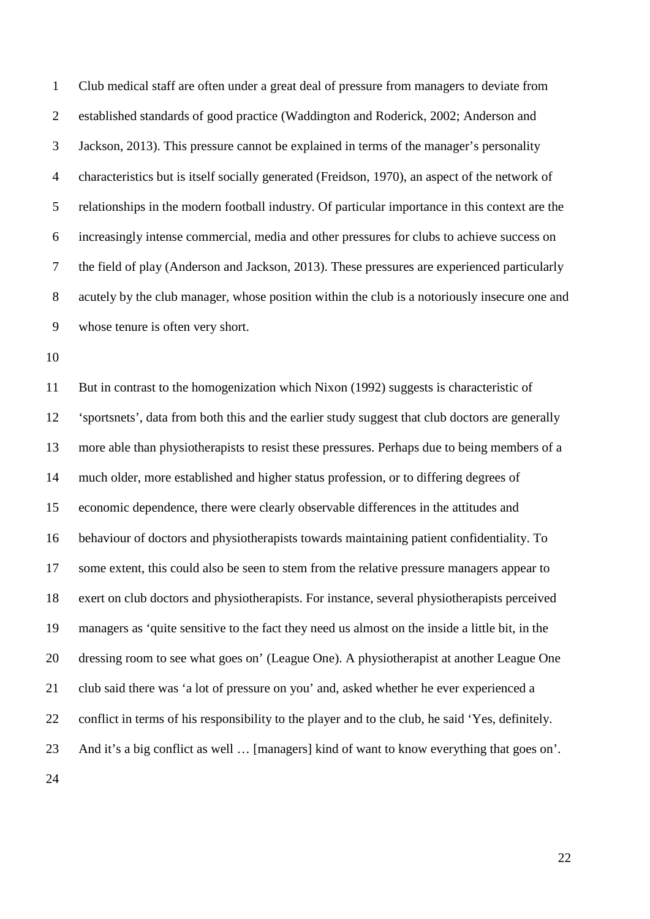Club medical staff are often under a great deal of pressure from managers to deviate from established standards of good practice (Waddington and Roderick, 2002; Anderson and Jackson, 2013). This pressure cannot be explained in terms of the manager's personality characteristics but is itself socially generated (Freidson, 1970), an aspect of the network of relationships in the modern football industry. Of particular importance in this context are the increasingly intense commercial, media and other pressures for clubs to achieve success on the field of play (Anderson and Jackson, 2013). These pressures are experienced particularly acutely by the club manager, whose position within the club is a notoriously insecure one and whose tenure is often very short.

But in contrast to the homogenization which Nixon (1992) suggests is characteristic of 'sportsnets', data from both this and the earlier study suggest that club doctors are generally more able than physiotherapists to resist these pressures. Perhaps due to being members of a much older, more established and higher status profession, or to differing degrees of economic dependence, there were clearly observable differences in the attitudes and behaviour of doctors and physiotherapists towards maintaining patient confidentiality. To some extent, this could also be seen to stem from the relative pressure managers appear to exert on club doctors and physiotherapists. For instance, several physiotherapists perceived managers as 'quite sensitive to the fact they need us almost on the inside a little bit, in the dressing room to see what goes on' (League One). A physiotherapist at another League One club said there was 'a lot of pressure on you' and, asked whether he ever experienced a conflict in terms of his responsibility to the player and to the club, he said 'Yes, definitely. And it's a big conflict as well … [managers] kind of want to know everything that goes on'.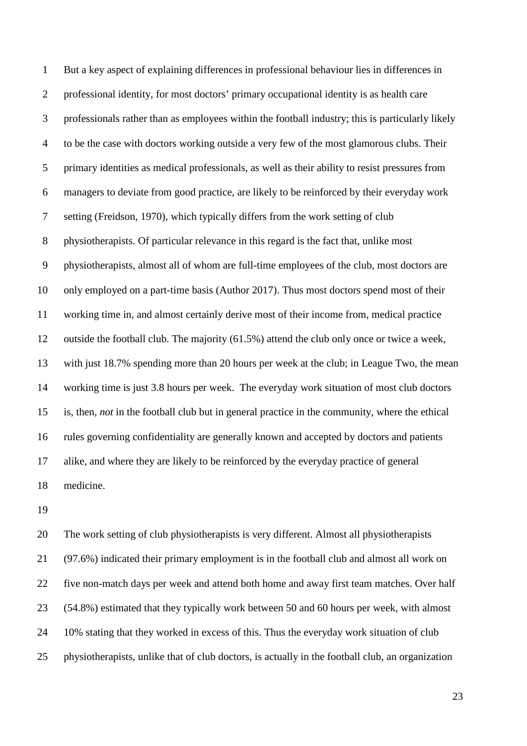But a key aspect of explaining differences in professional behaviour lies in differences in professional identity, for most doctors' primary occupational identity is as health care professionals rather than as employees within the football industry; this is particularly likely to be the case with doctors working outside a very few of the most glamorous clubs. Their primary identities as medical professionals, as well as their ability to resist pressures from managers to deviate from good practice, are likely to be reinforced by their everyday work setting (Freidson, 1970), which typically differs from the work setting of club physiotherapists. Of particular relevance in this regard is the fact that, unlike most physiotherapists, almost all of whom are full-time employees of the club, most doctors are only employed on a part-time basis (Author 2017). Thus most doctors spend most of their working time in, and almost certainly derive most of their income from, medical practice outside the football club. The majority (61.5%) attend the club only once or twice a week, with just 18.7% spending more than 20 hours per week at the club; in League Two, the mean working time is just 3.8 hours per week. The everyday work situation of most club doctors is, then, *not* in the football club but in general practice in the community, where the ethical rules governing confidentiality are generally known and accepted by doctors and patients alike, and where they are likely to be reinforced by the everyday practice of general medicine.

The work setting of club physiotherapists is very different. Almost all physiotherapists (97.6%) indicated their primary employment is in the football club and almost all work on five non-match days per week and attend both home and away first team matches. Over half (54.8%) estimated that they typically work between 50 and 60 hours per week, with almost 10% stating that they worked in excess of this. Thus the everyday work situation of club physiotherapists, unlike that of club doctors, is actually in the football club, an organization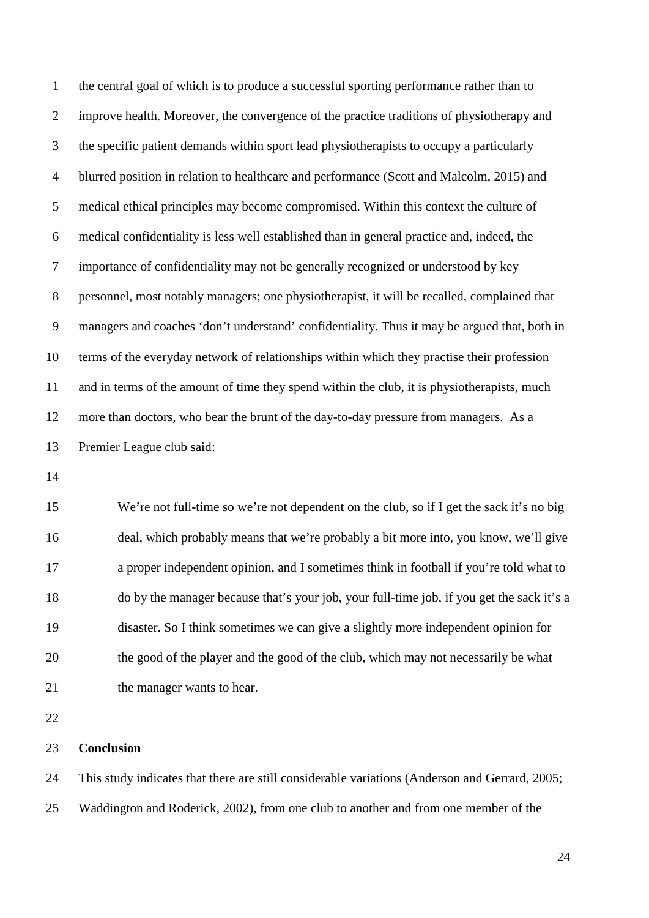the central goal of which is to produce a successful sporting performance rather than to improve health. Moreover, the convergence of the practice traditions of physiotherapy and the specific patient demands within sport lead physiotherapists to occupy a particularly blurred position in relation to healthcare and performance (Scott and Malcolm, 2015) and medical ethical principles may become compromised. Within this context the culture of medical confidentiality is less well established than in general practice and, indeed, the importance of confidentiality may not be generally recognized or understood by key personnel, most notably managers; one physiotherapist, it will be recalled, complained that managers and coaches 'don't understand' confidentiality. Thus it may be argued that, both in terms of the everyday network of relationships within which they practise their profession and in terms of the amount of time they spend within the club, it is physiotherapists, much more than doctors, who bear the brunt of the day-to-day pressure from managers. As a Premier League club said:

> We're not full-time so we're not dependent on the club, so if I get the sack it's no big deal, which probably means that we're probably a bit more into, you know, we'll give a proper independent opinion, and I sometimes think in football if you're told what to do by the manager because that's your job, your full-time job, if you get the sack it's a disaster. So I think sometimes we can give a slightly more independent opinion for the good of the player and the good of the club, which may not necessarily be what the manager wants to hear.

## Conclusion

This study indicates that there are still considerable variations (Anderson and Gerrard, 2005; Waddington and Roderick, 2002), from one club to another and from one member of the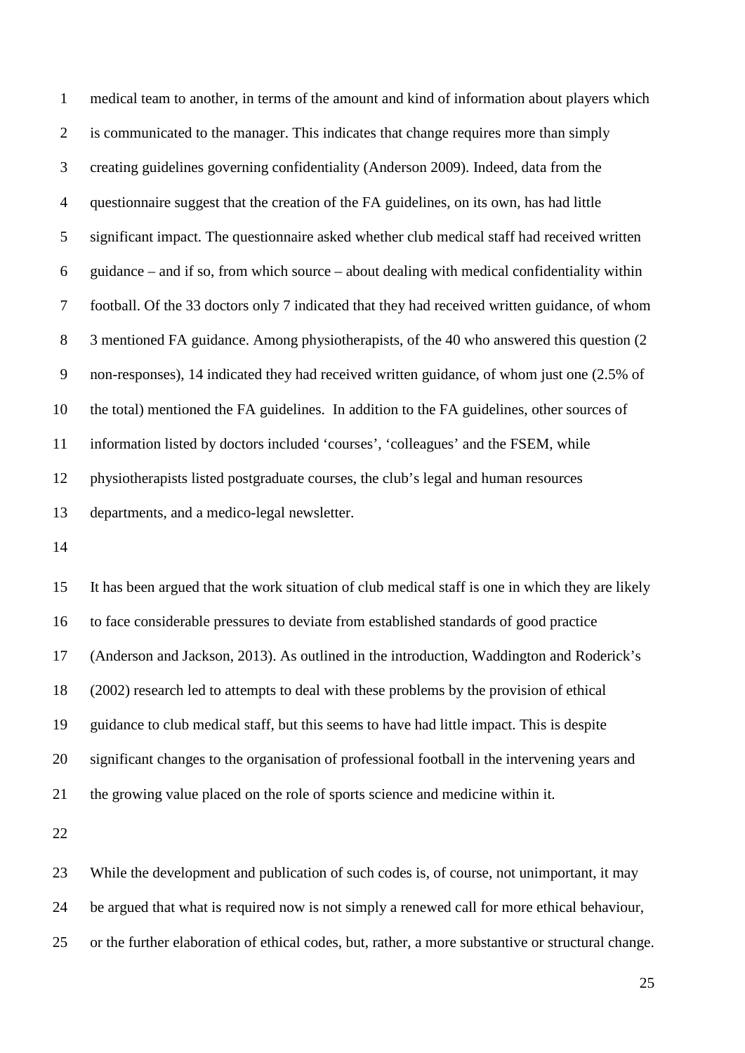medical team to another, in terms of the amount and kind of information about players which is communicated to the manager. This indicates that change requires more than simply creating guidelines governing confidentiality (Anderson 2009). Indeed, data from the questionnaire suggest that the creation of the FA guidelines, on its own, has had little significant impact. The questionnaire asked whether club medical staff had received written guidance – and if so, from which source – about dealing with medical confidentiality within football. Of the 33 doctors only 7 indicated that they had received written guidance, of whom 3 mentioned FA guidance. Among physiotherapists, of the 40 who answered this question (2 non-responses), 14 indicated they had received written guidance, of whom just one (2.5% of the total) mentioned the FA guidelines. In addition to the FA guidelines, other sources of information listed by doctors included 'courses', 'colleagues' and the FSEM, while physiotherapists listed postgraduate courses, the club's legal and human resources departments, and a medico-legal newsletter.

It has been argued that the work situation of club medical staff is one in which they are likely to face considerable pressures to deviate from established standards of good practice (Anderson and Jackson, 2013). As outlined in the introduction, Waddington and Roderick's (2002) research led to attempts to deal with these problems by the provision of ethical guidance to club medical staff, but this seems to have had little impact. This is despite significant changes to the organisation of professional football in the intervening years and the growing value placed on the role of sports science and medicine within it.

While the development and publication of such codes is, of course, not unimportant, it may be argued that what is required now is not simply a renewed call for more ethical behaviour, or the further elaboration of ethical codes, but, rather, a more substantive or structural change.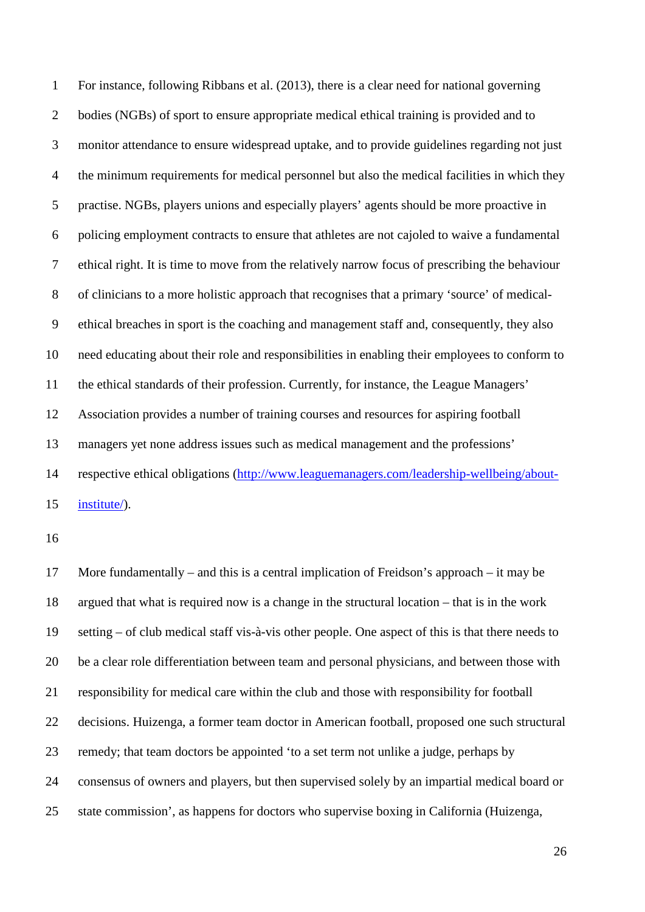For instance, following Ribbans et al. (2013), there is a clear need for national governing bodies (NGBs) of sport to ensure appropriate medical ethical training is provided and to monitor attendance to ensure widespread uptake, and to provide guidelines regarding not just the minimum requirements for medical personnel but also the medical facilities in which they practise. NGBs, players unions and especially players' agents should be more proactive in policing employment contracts to ensure that athletes are not cajoled to waive a fundamental ethical right. It is time to move from the relatively narrow focus of prescribing the behaviour of clinicians to a more holistic approach that recognises that a primary 'source' of medical-ethical breaches in sport is the coaching and management staff and, consequently, they also need educating about their role and responsibilities in enabling their employees to conform to the ethical standards of their profession. Currently, for instance, the League Managers' Association provides a number of training courses and resources for aspiring football managers yet none address issues such as medical management and the professions' respective ethical obligations (http://www.leaguemanagers.com/leadership-wellbeing/about-institute/).

More fundamentally – and this is a central implication of Freidson's approach – it may be argued that what is required now is a change in the structural location – that is in the work setting – of club medical staff vis-à-vis other people. One aspect of this is that there needs to be a clear role differentiation between team and personal physicians, and between those with responsibility for medical care within the club and those with responsibility for football decisions. Huizenga, a former team doctor in American football, proposed one such structural remedy; that team doctors be appointed 'to a set term not unlike a judge, perhaps by consensus of owners and players, but then supervised solely by an impartial medical board or state commission', as happens for doctors who supervise boxing in California (Huizenga,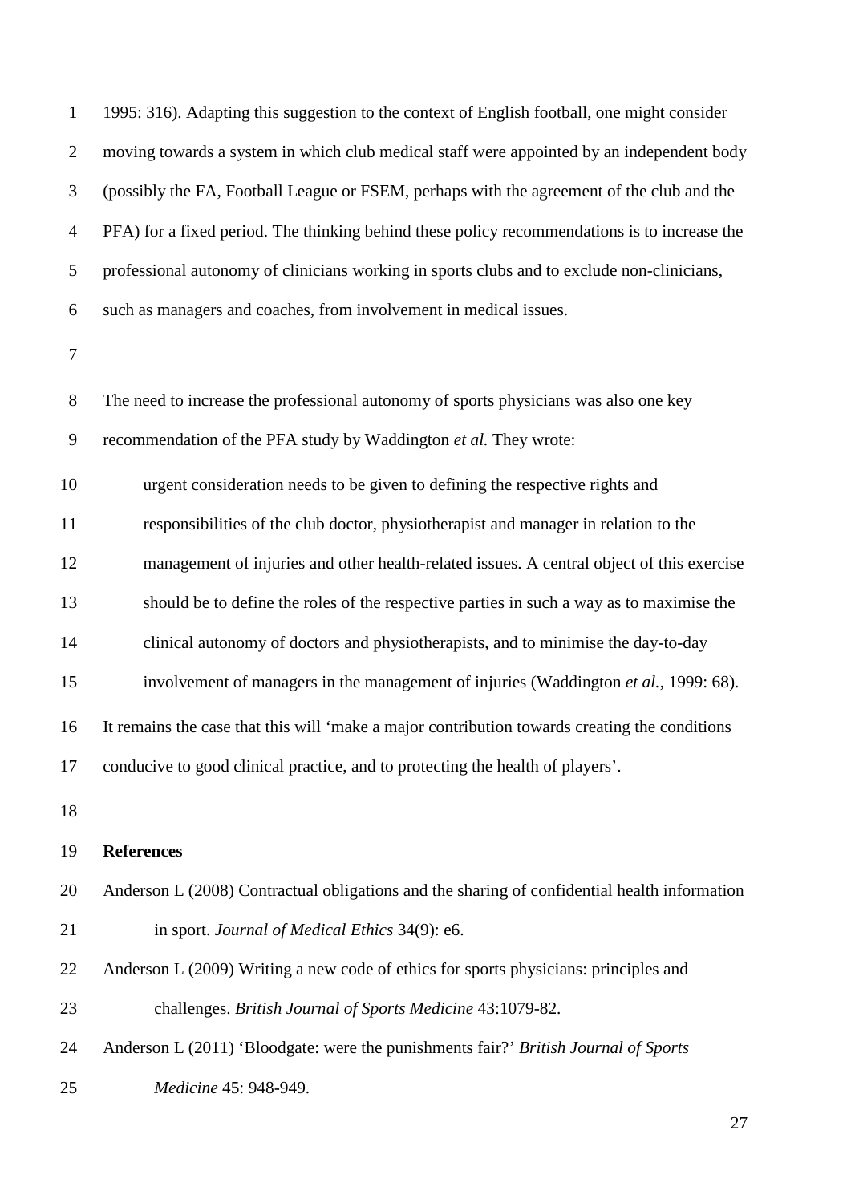1995: 316). Adapting this suggestion to the context of English football, one might consider moving towards a system in which club medical staff were appointed by an independent body (possibly the FA, Football League or FSEM, perhaps with the agreement of the club and the PFA) for a fixed period. The thinking behind these policy recommendations is to increase the professional autonomy of clinicians working in sports clubs and to exclude non-clinicians, such as managers and coaches, from involvement in medical issues.

The need to increase the professional autonomy of sports physicians was also one key recommendation of the PFA study by Waddington *et al.* They wrote:

> urgent consideration needs to be given to defining the respective rights and responsibilities of the club doctor, physiotherapist and manager in relation to the management of injuries and other health-related issues. A central object of this exercise should be to define the roles of the respective parties in such a way as to maximise the clinical autonomy of doctors and physiotherapists, and to minimise the day-to-day involvement of managers in the management of injuries (Waddington *et al.*, 1999: 68).

It remains the case that this will 'make a major contribution towards creating the conditions conducive to good clinical practice, and to protecting the health of players'.

## References

Anderson L (2008) Contractual obligations and the sharing of confidential health information in sport. *Journal of Medical Ethics* 34(9): e6.

Anderson L (2009) Writing a new code of ethics for sports physicians: principles and challenges. *British Journal of Sports Medicine* 43:1079-82.

Anderson L (2011) 'Bloodgate: were the punishments fair?' *British Journal of Sports Medicine* 45: 948-949.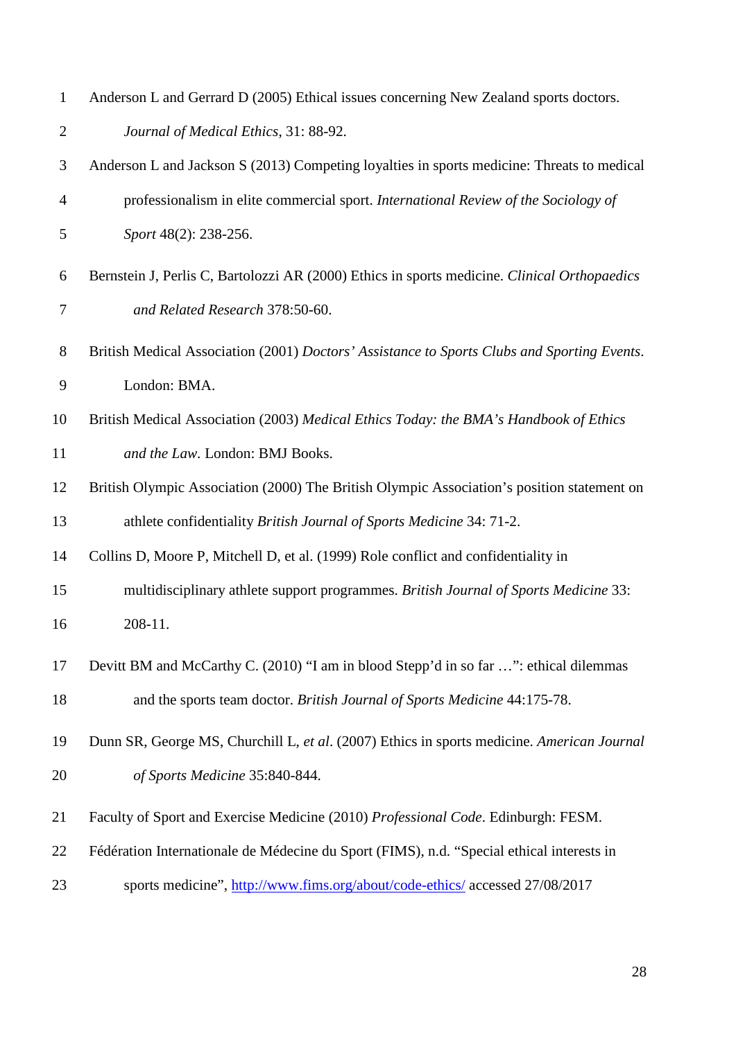Anderson L and Gerrard D (2005) Ethical issues concerning New Zealand sports doctors. *Journal of Medical Ethics*, 31: 88-92.

Anderson L and Jackson S (2013) Competing loyalties in sports medicine: Threats to medical professionalism in elite commercial sport. *International Review of the Sociology of Sport* 48(2): 238-256.

Bernstein J, Perlis C, Bartolozzi AR (2000) Ethics in sports medicine. *Clinical Orthopaedics and Related Research* 378:50-60.

British Medical Association (2001) *Doctors' Assistance to Sports Clubs and Sporting Events*. London: BMA.

British Medical Association (2003) *Medical Ethics Today: the BMA's Handbook of Ethics and the Law*. London: BMJ Books.

British Olympic Association (2000) The British Olympic Association's position statement on athlete confidentiality *British Journal of Sports Medicine* 34: 71-2.

Collins D, Moore P, Mitchell D, et al. (1999) Role conflict and confidentiality in multidisciplinary athlete support programmes. *British Journal of Sports Medicine* 33: 208-11.

Devitt BM and McCarthy C. (2010) "I am in blood Stepp'd in so far …": ethical dilemmas and the sports team doctor. *British Journal of Sports Medicine* 44:175-78.

Dunn SR, George MS, Churchill L, *et al*. (2007) Ethics in sports medicine. *American Journal of Sports Medicine* 35:840-844.

Faculty of Sport and Exercise Medicine (2010) *Professional Code*. Edinburgh: FESM.

Fédération Internationale de Médecine du Sport (FIMS), n.d. "Special ethical interests in sports medicine", http://www.fims.org/about/code-ethics/ accessed 27/08/2017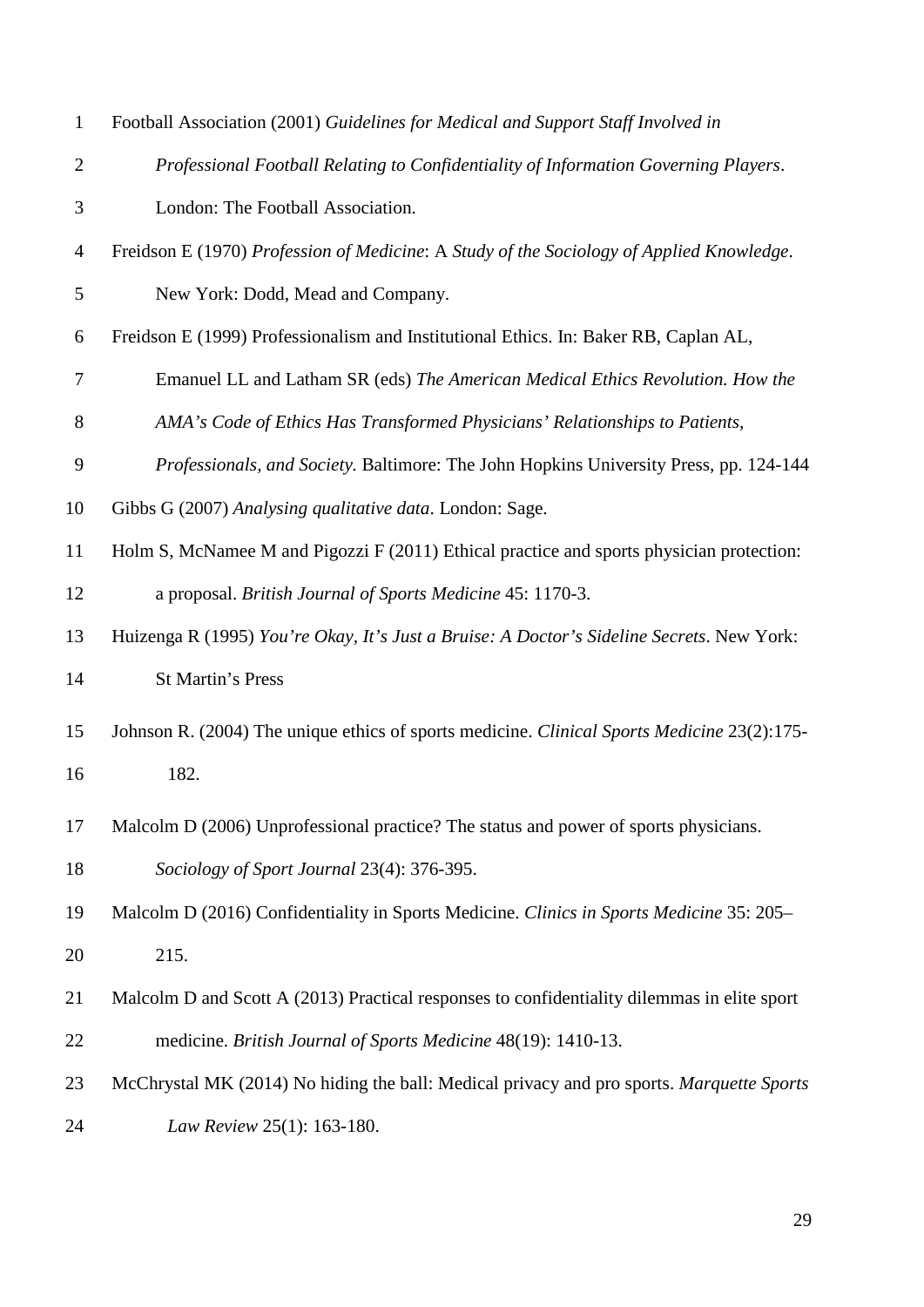Football Association (2001) *Guidelines for Medical and Support Staff Involved in Professional Football Relating to Confidentiality of Information Governing Players*. London: The Football Association.

Freidson E (1970) *Profession of Medicine*: A *Study of the Sociology of Applied Knowledge*. New York: Dodd, Mead and Company.

Freidson E (1999) Professionalism and Institutional Ethics. In: Baker RB, Caplan AL, Emanuel LL and Latham SR (eds) *The American Medical Ethics Revolution. How the AMA's Code of Ethics Has Transformed Physicians' Relationships to Patients, Professionals, and Society.* Baltimore: The John Hopkins University Press, pp. 124-144

Gibbs G (2007) *Analysing qualitative data*. London: Sage.

Holm S, McNamee M and Pigozzi F (2011) Ethical practice and sports physician protection: a proposal. *British Journal of Sports Medicine* 45: 1170-3.

Huizenga R (1995) *You're Okay, It's Just a Bruise: A Doctor's Sideline Secrets*. New York: St Martin's Press

Johnson R. (2004) The unique ethics of sports medicine. *Clinical Sports Medicine* 23(2):175-182.

Malcolm D (2006) Unprofessional practice? The status and power of sports physicians. *Sociology of Sport Journal* 23(4): 376-395.

Malcolm D (2016) Confidentiality in Sports Medicine. *Clinics in Sports Medicine* 35: 205–215.

Malcolm D and Scott A (2013) Practical responses to confidentiality dilemmas in elite sport medicine. *British Journal of Sports Medicine* 48(19): 1410-13.

McChrystal MK (2014) No hiding the ball: Medical privacy and pro sports. *Marquette Sports Law Review* 25(1): 163-180.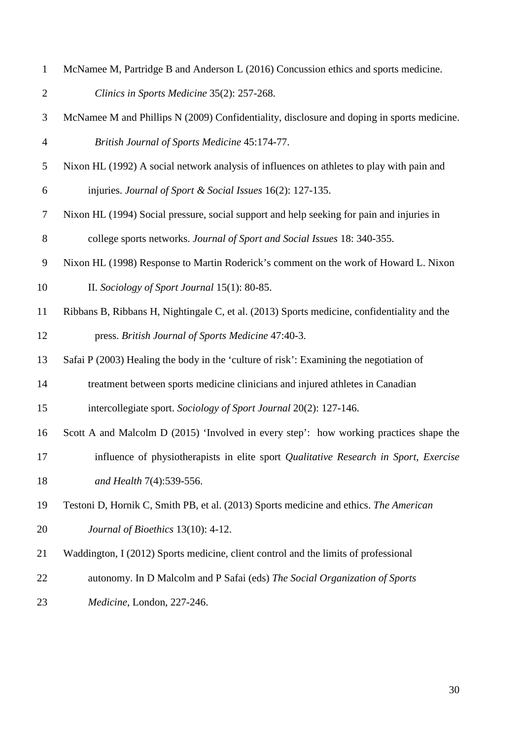McNamee M, Partridge B and Anderson L (2016) Concussion ethics and sports medicine. *Clinics in Sports Medicine* 35(2): 257-268.

McNamee M and Phillips N (2009) Confidentiality, disclosure and doping in sports medicine. *British Journal of Sports Medicine* 45:174-77.

Nixon HL (1992) A social network analysis of influences on athletes to play with pain and injuries. *Journal of Sport & Social Issues* 16(2): 127-135.

Nixon HL (1994) Social pressure, social support and help seeking for pain and injuries in college sports networks. *Journal of Sport and Social Issues* 18: 340-355.

Nixon HL (1998) Response to Martin Roderick's comment on the work of Howard L. Nixon II. *Sociology of Sport Journal* 15(1): 80-85.

Ribbans B, Ribbans H, Nightingale C, et al. (2013) Sports medicine, confidentiality and the press. *British Journal of Sports Medicine* 47:40-3.

Safai P (2003) Healing the body in the 'culture of risk': Examining the negotiation of treatment between sports medicine clinicians and injured athletes in Canadian intercollegiate sport. *Sociology of Sport Journal* 20(2): 127-146.

Scott A and Malcolm D (2015) 'Involved in every step': how working practices shape the influence of physiotherapists in elite sport *Qualitative Research in Sport, Exercise and Health* 7(4):539-556.

Testoni D, Hornik C, Smith PB, et al. (2013) Sports medicine and ethics. *The American Journal of Bioethics* 13(10): 4-12.

Waddington, I (2012) Sports medicine, client control and the limits of professional autonomy. In D Malcolm and P Safai (eds) *The Social Organization of Sports Medicine*, London, 227-246.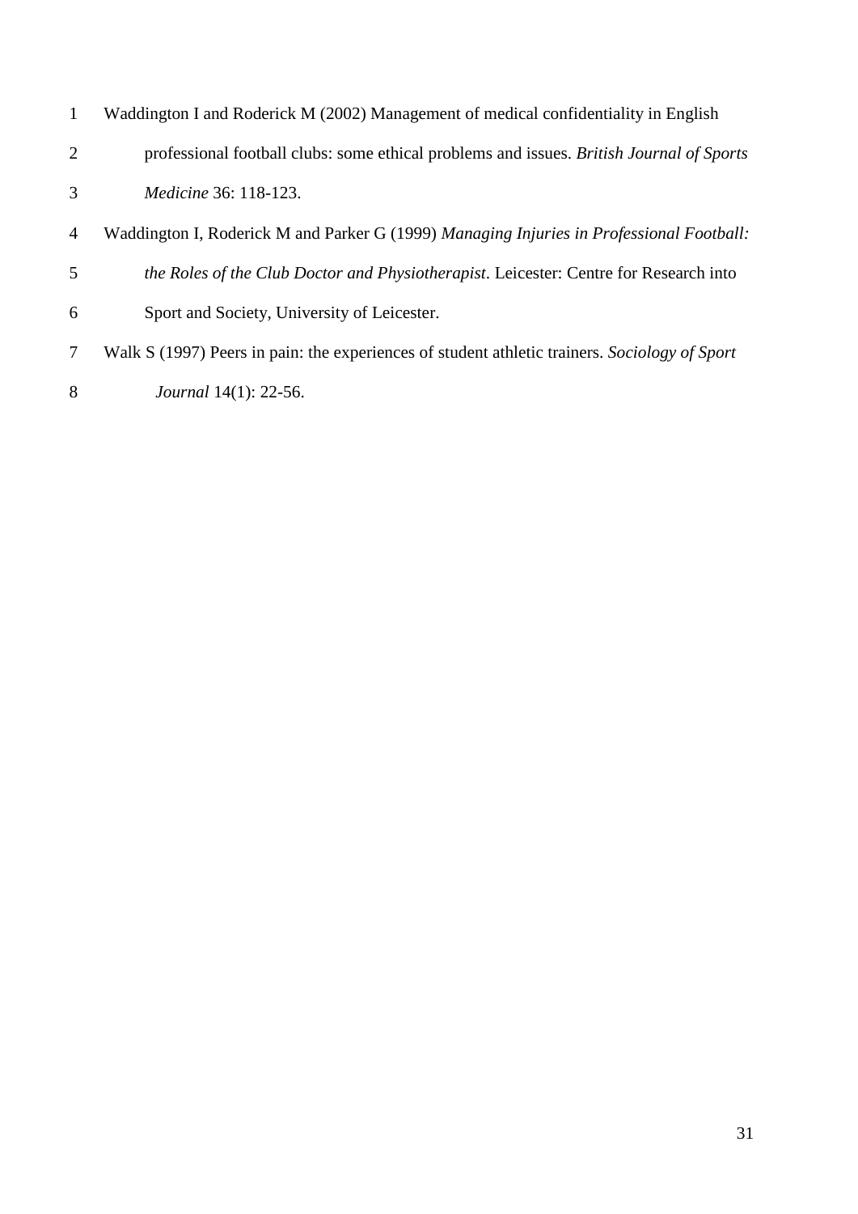Waddington I and Roderick M (2002) Management of medical confidentiality in English professional football clubs: some ethical problems and issues. *British Journal of Sports Medicine* 36: 118-123.

Waddington I, Roderick M and Parker G (1999) *Managing Injuries in Professional Football: the Roles of the Club Doctor and Physiotherapist*. Leicester: Centre for Research into Sport and Society, University of Leicester.

Walk S (1997) Peers in pain: the experiences of student athletic trainers. *Sociology of Sport Journal* 14(1): 22-56.